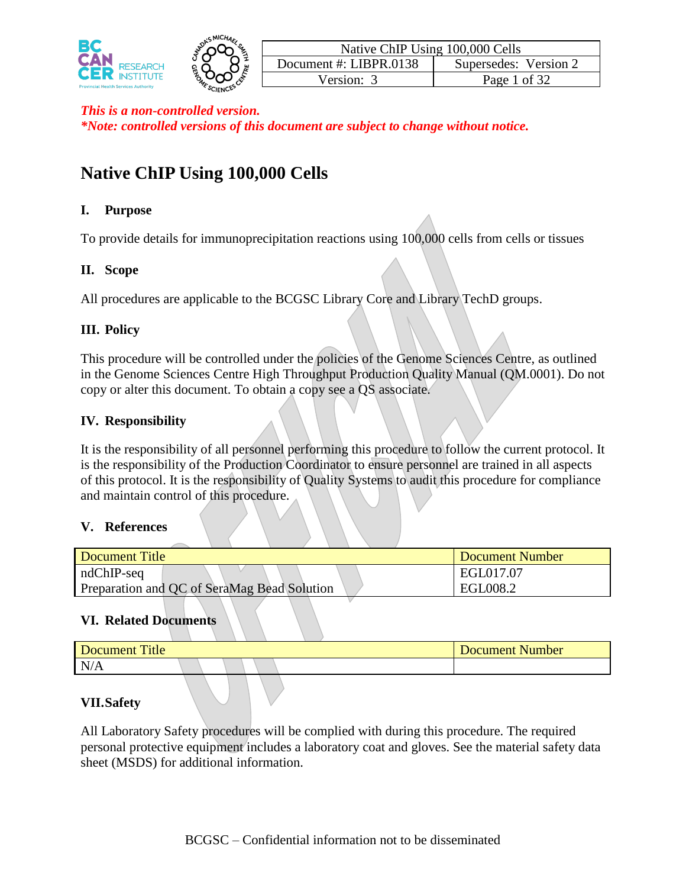| Native ChIP Using 100,000 Cells | |
|---|---|
| Document #: LIBPR.0138 | Supersedes: Version 2 |
| Version: 3 | Page 1 of 32 |

***This is a non-controlled version.***
***\*Note: controlled versions of this document are subject to change without notice.***

# Native ChIP Using 100,000 Cells

## I. Purpose

To provide details for immunoprecipitation reactions using 100,000 cells from cells or tissues

## II. Scope

All procedures are applicable to the BCGSC Library Core and Library TechD groups.

## III. Policy

This procedure will be controlled under the policies of the Genome Sciences Centre, as outlined in the Genome Sciences Centre High Throughput Production Quality Manual (QM.0001). Do not copy or alter this document. To obtain a copy see a QS associate.

## IV. Responsibility

It is the responsibility of all personnel performing this procedure to follow the current protocol. It is the responsibility of the Production Coordinator to ensure personnel are trained in all aspects of this protocol. It is the responsibility of Quality Systems to audit this procedure for compliance and maintain control of this procedure.

## V. References

| Document Title | Document Number |
|---|---|
| ndChIP-seq | EGL017.07 |
| Preparation and QC of SeraMag Bead Solution | EGL008.2 |

## VI. Related Documents

| Document Title | Document Number |
|---|---|
| N/A | |

## VII. Safety

All Laboratory Safety procedures will be complied with during this procedure. The required personal protective equipment includes a laboratory coat and gloves. See the material safety data sheet (MSDS) for additional information.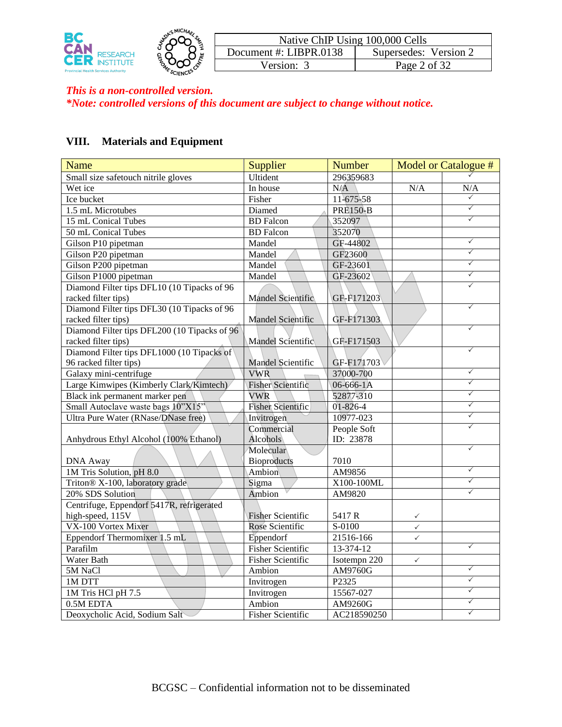*This is a non-controlled version.*

*\*Note: controlled versions of this document are subject to change without notice.*

## VIII. Materials and Equipment

| Name | Supplier | Number | Model or Catalogue # | |
|---|---|---|---|---|
| Small size safetouch nitrile gloves | Ultident | 296359683 | | ✓ |
| Wet ice | In house | N/A | N/A | N/A |
| Ice bucket | Fisher | 11-675-58 | | ✓ |
| 1.5 mL Microtubes | Diamed | PRE150-B | | ✓ |
| 15 mL Conical Tubes | BD Falcon | 352097 | | ✓ |
| 50 mL Conical Tubes | BD Falcon | 352070 | | |
| Gilson P10 pipetman | Mandel | GF-44802 | | ✓ |
| Gilson P20 pipetman | Mandel | GF23600 | | ✓ |
| Gilson P200 pipetman | Mandel | GF-23601 | | ✓ |
| Gilson P1000 pipetman | Mandel | GF-23602 | | ✓ |
| Diamond Filter tips DFL10 (10 Tipacks of 96 racked filter tips) | Mandel Scientific | GF-F171203 | | ✓ |
| Diamond Filter tips DFL30 (10 Tipacks of 96 racked filter tips) | Mandel Scientific | GF-F171303 | | ✓ |
| Diamond Filter tips DFL200 (10 Tipacks of 96 racked filter tips) | Mandel Scientific | GF-F171503 | | ✓ |
| Diamond Filter tips DFL1000 (10 Tipacks of 96 racked filter tips) | Mandel Scientific | GF-F171703 | | ✓ |
| Galaxy mini-centrifuge | VWR | 37000-700 | | ✓ |
| Large Kimwipes (Kimberly Clark/Kimtech) | Fisher Scientific | 06-666-1A | | ✓ |
| Black ink permanent marker pen | VWR | 52877-310 | | ✓ |
| Small Autoclave waste bags 10"X15" | Fisher Scientific | 01-826-4 | | ✓ |
| Ultra Pure Water (RNase/DNase free) | Invitrogen | 10977-023 | | ✓ |
| Anhydrous Ethyl Alcohol (100% Ethanol) | Commercial Alcohols | People Soft ID: 23878 | | ✓ |
| DNA Away | Molecular Bioproducts | 7010 | | ✓ |
| 1M Tris Solution, pH 8.0 | Ambion | AM9856 | | ✓ |
| Triton® X-100, laboratory grade | Sigma | X100-100ML | | ✓ |
| 20% SDS Solution | Ambion | AM9820 | | ✓ |
| Centrifuge, Eppendorf 5417R, refrigerated high-speed, 115V | Fisher Scientific | 5417 R | ✓ | |
| VX-100 Vortex Mixer | Rose Scientific | S-0100 | ✓ | |
| Eppendorf Thermomixer 1.5 mL | Eppendorf | 21516-166 | ✓ | |
| Parafilm | Fisher Scientific | 13-374-12 | | ✓ |
| Water Bath | Fisher Scientific | Isotempn 220 | ✓ | |
| 5M NaCl | Ambion | AM9760G | | ✓ |
| 1M DTT | Invitrogen | P2325 | | ✓ |
| 1M Tris HCl pH 7.5 | Invitrogen | 15567-027 | | ✓ |
| 0.5M EDTA | Ambion | AM9260G | | ✓ |
| Deoxycholic Acid, Sodium Salt | Fisher Scientific | AC218590250 | | ✓ |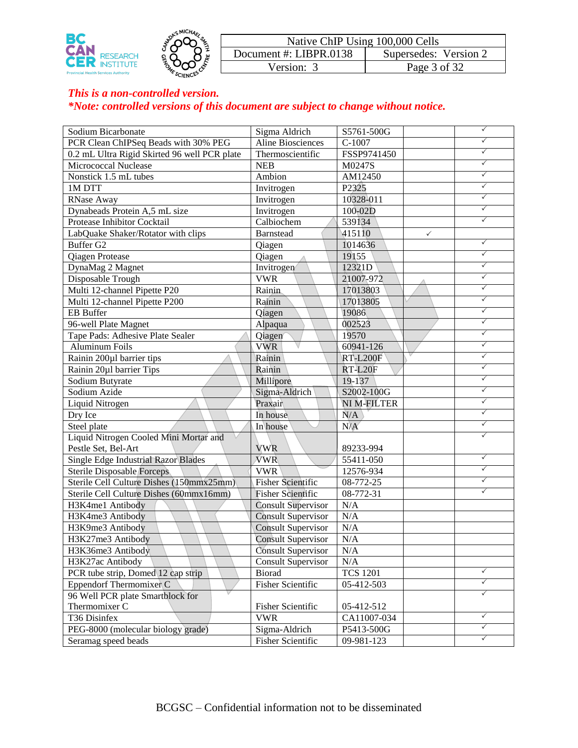*This is a non-controlled version.*
***Note: controlled versions of this document are subject to change without notice.***

| Sodium Bicarbonate | Sigma Aldrich | S5761-500G | | ✓ |
|---|---|---|---|---|
| PCR Clean ChIPSeq Beads with 30% PEG | Aline Biosciences | C-1007 | | ✓ |
| 0.2 mL Ultra Rigid Skirted 96 well PCR plate | Thermoscientific | FSSP9741450 | | ✓ |
| Micrococcal Nuclease | NEB | M0247S | | ✓ |
| Nonstick 1.5 mL tubes | Ambion | AM12450 | | ✓ |
| 1M DTT | Invitrogen | P2325 | | ✓ |
| RNase Away | Invitrogen | 10328-011 | | ✓ |
| Dynabeads Protein A,5 mL size | Invitrogen | 100-02D | | ✓ |
| Protease Inhibitor Cocktail | Calbiochem | 539134 | | ✓ |
| LabQuake Shaker/Rotator with clips | Barnstead | 415110 | ✓ | |
| Buffer G2 | Qiagen | 1014636 | | ✓ |
| Qiagen Protease | Qiagen | 19155 | | ✓ |
| DynaMag 2 Magnet | Invitrogen | 12321D | | ✓ |
| Disposable Trough | VWR | 21007-972 | | ✓ |
| Multi 12-channel Pipette P20 | Rainin | 17013803 | | ✓ |
| Multi 12-channel Pipette P200 | Rainin | 17013805 | | ✓ |
| EB Buffer | Qiagen | 19086 | | ✓ |
| 96-well Plate Magnet | Alpaqua | 002523 | | ✓ |
| Tape Pads: Adhesive Plate Sealer | Qiagen | 19570 | | ✓ |
| Aluminum Foils | VWR | 60941-126 | | ✓ |
| Rainin 200µl barrier tips | Rainin | RT-L200F | | ✓ |
| Rainin 20µl barrier Tips | Rainin | RT-L20F | | ✓ |
| Sodium Butyrate | Millipore | 19-137 | | ✓ |
| Sodium Azide | Sigma-Aldrich | S2002-100G | | ✓ |
| Liquid Nitrogen | Praxair | NI M-FILTER | | ✓ |
| Dry Ice | In house | N/A | | ✓ |
| Steel plate | In house | N/A | | ✓ |
| Liquid Nitrogen Cooled Mini Mortar and Pestle Set, Bel-Art | VWR | 89233-994 | | ✓ |
| Single Edge Industrial Razor Blades | VWR | 55411-050 | | ✓ |
| Sterile Disposable Forceps | VWR | 12576-934 | | ✓ |
| Sterile Cell Culture Dishes (150mmx25mm) | Fisher Scientific | 08-772-25 | | ✓ |
| Sterile Cell Culture Dishes (60mmx16mm) | Fisher Scientific | 08-772-31 | | ✓ |
| H3K4me1 Antibody | Consult Supervisor | N/A | | |
| H3K4me3 Antibody | Consult Supervisor | N/A | | |
| H3K9me3 Antibody | Consult Supervisor | N/A | | |
| H3K27me3 Antibody | Consult Supervisor | N/A | | |
| H3K36me3 Antibody | Consult Supervisor | N/A | | |
| H3K27ac Antibody | Consult Supervisor | N/A | | |
| PCR tube strip, Domed 12 cap strip | Biorad | TCS 1201 | | ✓ |
| Eppendorf Thermomixer C | Fisher Scientific | 05-412-503 | | ✓ |
| 96 Well PCR plate Smartblock for Thermomixer C | Fisher Scientific | 05-412-512 | | ✓ |
| T36 Disinfex | VWR | CA11007-034 | | ✓ |
| PEG-8000 (molecular biology grade) | Sigma-Aldrich | P5413-500G | | ✓ |
| Seramag speed beads | Fisher Scientific | 09-981-123 | | ✓ |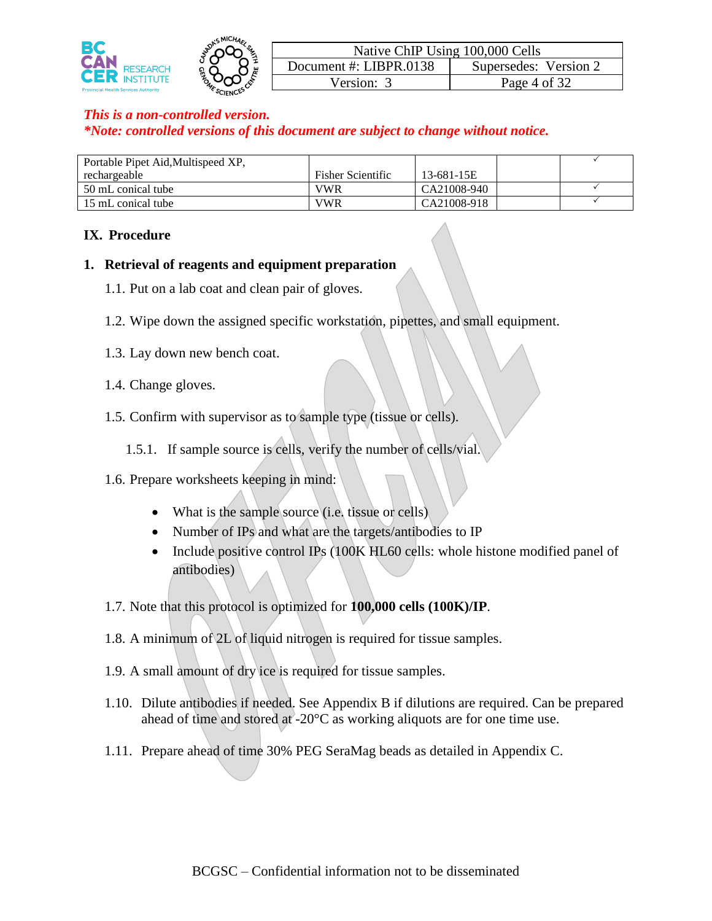*This is a non-controlled version.*
***Note: controlled versions of this document are subject to change without notice.***

| | | | | |
|---|---|---|---|---|
| Portable Pipet Aid,Multispeed XP, rechargeable | Fisher Scientific | 13-681-15E | | ✓ |
| 50 mL conical tube | VWR | CA21008-940 | | ✓ |
| 15 mL conical tube | VWR | CA21008-918 | | ✓ |

## IX. Procedure

### 1. Retrieval of reagents and equipment preparation

1.1. Put on a lab coat and clean pair of gloves.

1.2. Wipe down the assigned specific workstation, pipettes, and small equipment.

1.3. Lay down new bench coat.

1.4. Change gloves.

1.5. Confirm with supervisor as to sample type (tissue or cells).

1.5.1. If sample source is cells, verify the number of cells/vial.

1.6. Prepare worksheets keeping in mind:

- What is the sample source (i.e. tissue or cells)
- Number of IPs and what are the targets/antibodies to IP
- Include positive control IPs (100K HL60 cells: whole histone modified panel of antibodies)

1.7. Note that this protocol is optimized for **100,000 cells (100K)/IP**.

1.8. A minimum of 2L of liquid nitrogen is required for tissue samples.

1.9. A small amount of dry ice is required for tissue samples.

1.10. Dilute antibodies if needed. See Appendix B if dilutions are required. Can be prepared ahead of time and stored at -20°C as working aliquots are for one time use.

1.11. Prepare ahead of time 30% PEG SeraMag beads as detailed in Appendix C.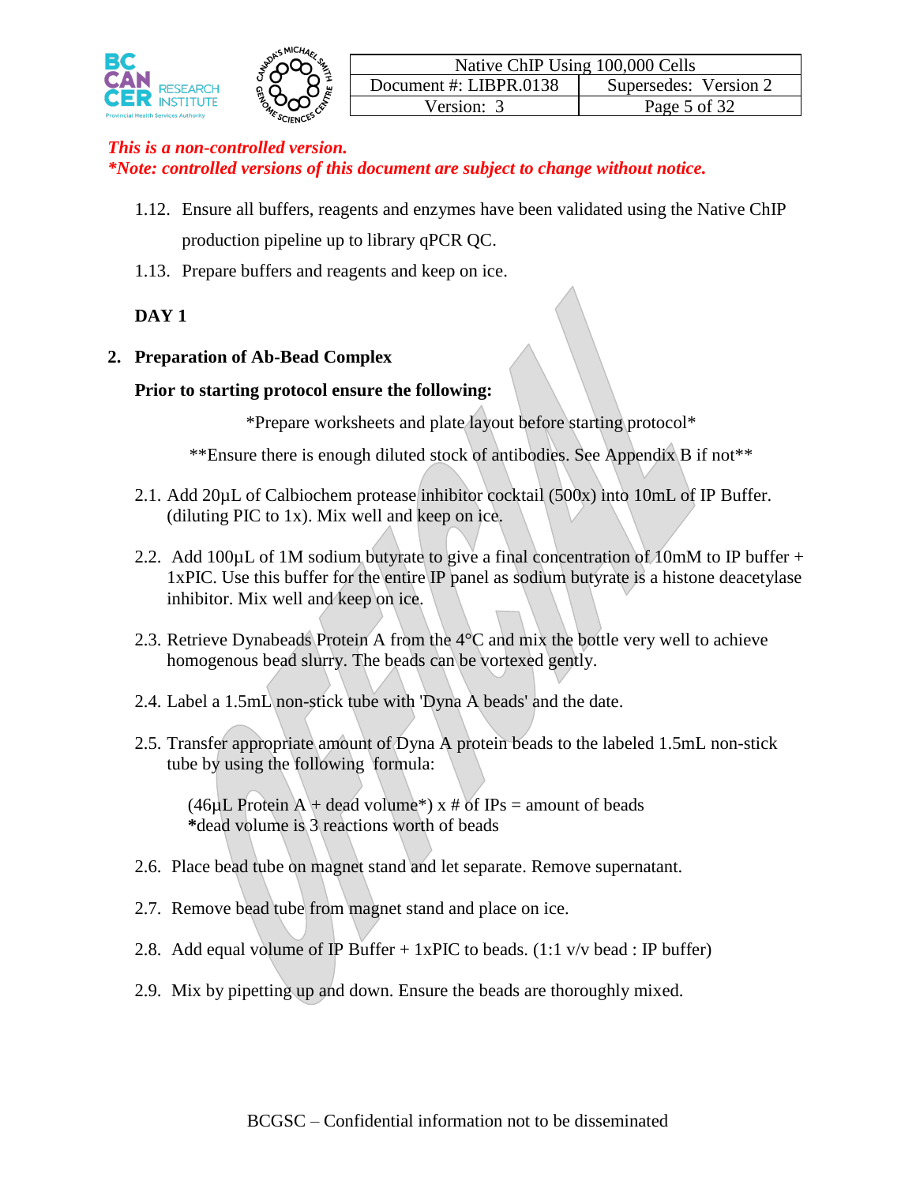*This is a non-controlled version.*
*\*Note: controlled versions of this document are subject to change without notice.*

1.12. Ensure all buffers, reagents and enzymes have been validated using the Native ChIP production pipeline up to library qPCR QC.

1.13. Prepare buffers and reagents and keep on ice.

**DAY 1**

**2. Preparation of Ab-Bead Complex**

**Prior to starting protocol ensure the following:**

*Prepare worksheets and plate layout before starting protocol*

**Ensure there is enough diluted stock of antibodies. See Appendix B if not**

2.1. Add 20µL of Calbiochem protease inhibitor cocktail (500x) into 10mL of IP Buffer. (diluting PIC to 1x). Mix well and keep on ice.

2.2. Add 100µL of 1M sodium butyrate to give a final concentration of 10mM to IP buffer + 1xPIC. Use this buffer for the entire IP panel as sodium butyrate is a histone deacetylase inhibitor. Mix well and keep on ice.

2.3. Retrieve Dynabeads Protein A from the 4°C and mix the bottle very well to achieve homogenous bead slurry. The beads can be vortexed gently.

2.4. Label a 1.5mL non-stick tube with 'Dyna A beads' and the date.

2.5. Transfer appropriate amount of Dyna A protein beads to the labeled 1.5mL non-stick tube by using the following formula:

(46µL Protein A + dead volume*) x # of IPs = amount of beads
**\***dead volume is 3 reactions worth of beads

2.6. Place bead tube on magnet stand and let separate. Remove supernatant.

2.7. Remove bead tube from magnet stand and place on ice.

2.8. Add equal volume of IP Buffer + 1xPIC to beads. (1:1 v/v bead : IP buffer)

2.9. Mix by pipetting up and down. Ensure the beads are thoroughly mixed.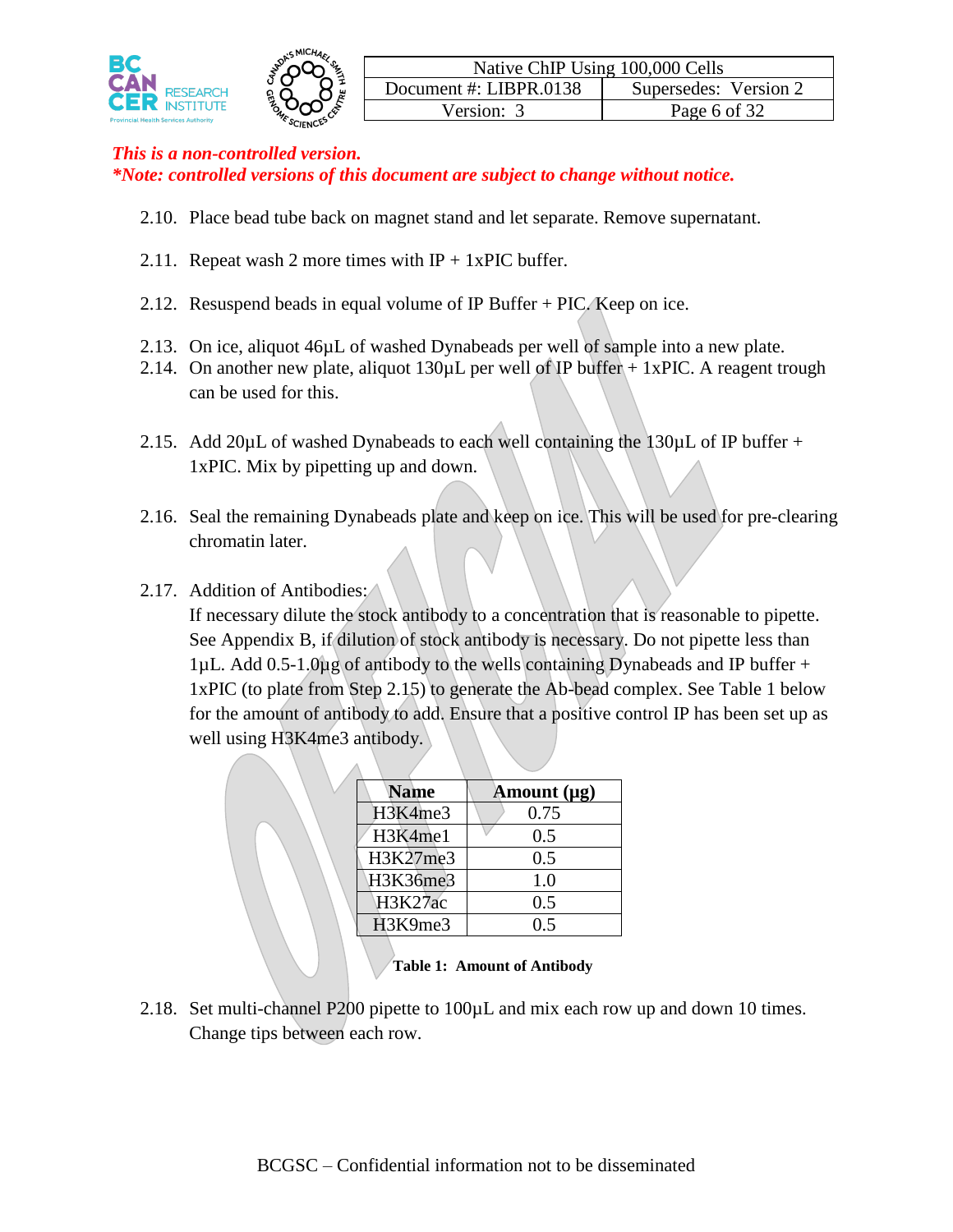*This is a non-controlled version.*
*\*Note: controlled versions of this document are subject to change without notice.*

2.10. Place bead tube back on magnet stand and let separate. Remove supernatant.

2.11. Repeat wash 2 more times with IP + 1xPIC buffer.

2.12. Resuspend beads in equal volume of IP Buffer + PIC. Keep on ice.

2.13. On ice, aliquot 46µL of washed Dynabeads per well of sample into a new plate.

2.14. On another new plate, aliquot 130µL per well of IP buffer + 1xPIC. A reagent trough can be used for this.

2.15. Add 20µL of washed Dynabeads to each well containing the 130µL of IP buffer + 1xPIC. Mix by pipetting up and down.

2.16. Seal the remaining Dynabeads plate and keep on ice. This will be used for pre-clearing chromatin later.

2.17. Addition of Antibodies:
If necessary dilute the stock antibody to a concentration that is reasonable to pipette. See Appendix B, if dilution of stock antibody is necessary. Do not pipette less than 1µL. Add 0.5-1.0µg of antibody to the wells containing Dynabeads and IP buffer + 1xPIC (to plate from Step 2.15) to generate the Ab-bead complex. See Table 1 below for the amount of antibody to add. Ensure that a positive control IP has been set up as well using H3K4me3 antibody.

| Name | Amount (µg) |
|---|---|
| H3K4me3 | 0.75 |
| H3K4me1 | 0.5 |
| H3K27me3 | 0.5 |
| H3K36me3 | 1.0 |
| H3K27ac | 0.5 |
| H3K9me3 | 0.5 |

**Table 1: Amount of Antibody**

2.18. Set multi-channel P200 pipette to 100µL and mix each row up and down 10 times. Change tips between each row.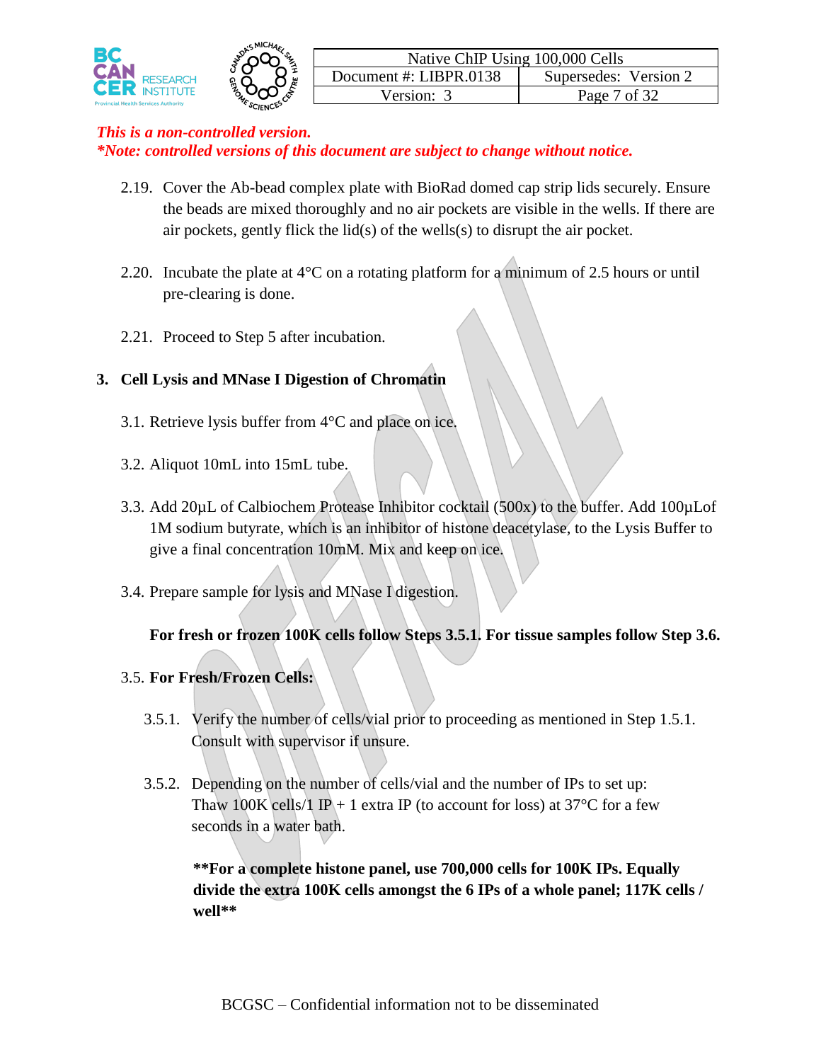*This is a non-controlled version.*
**\*Note: controlled versions of this document are subject to change without notice.**

2.19. Cover the Ab-bead complex plate with BioRad domed cap strip lids securely. Ensure the beads are mixed thoroughly and no air pockets are visible in the wells. If there are air pockets, gently flick the lid(s) of the wells(s) to disrupt the air pocket.

2.20. Incubate the plate at 4°C on a rotating platform for a minimum of 2.5 hours or until pre-clearing is done.

2.21. Proceed to Step 5 after incubation.

## 3. Cell Lysis and MNase I Digestion of Chromatin

3.1. Retrieve lysis buffer from 4°C and place on ice.

3.2. Aliquot 10mL into 15mL tube.

3.3. Add 20µL of Calbiochem Protease Inhibitor cocktail (500x) to the buffer. Add 100µLof 1M sodium butyrate, which is an inhibitor of histone deacetylase, to the Lysis Buffer to give a final concentration 10mM. Mix and keep on ice.

3.4. Prepare sample for lysis and MNase I digestion.

**For fresh or frozen 100K cells follow Steps 3.5.1. For tissue samples follow Step 3.6.**

3.5. **For Fresh/Frozen Cells:**

3.5.1. Verify the number of cells/vial prior to proceeding as mentioned in Step 1.5.1. Consult with supervisor if unsure.

3.5.2. Depending on the number of cells/vial and the number of IPs to set up: Thaw 100K cells/1 IP + 1 extra IP (to account for loss) at 37°C for a few seconds in a water bath.

**\*\*For a complete histone panel, use 700,000 cells for 100K IPs. Equally divide the extra 100K cells amongst the 6 IPs of a whole panel; 117K cells / well\*\***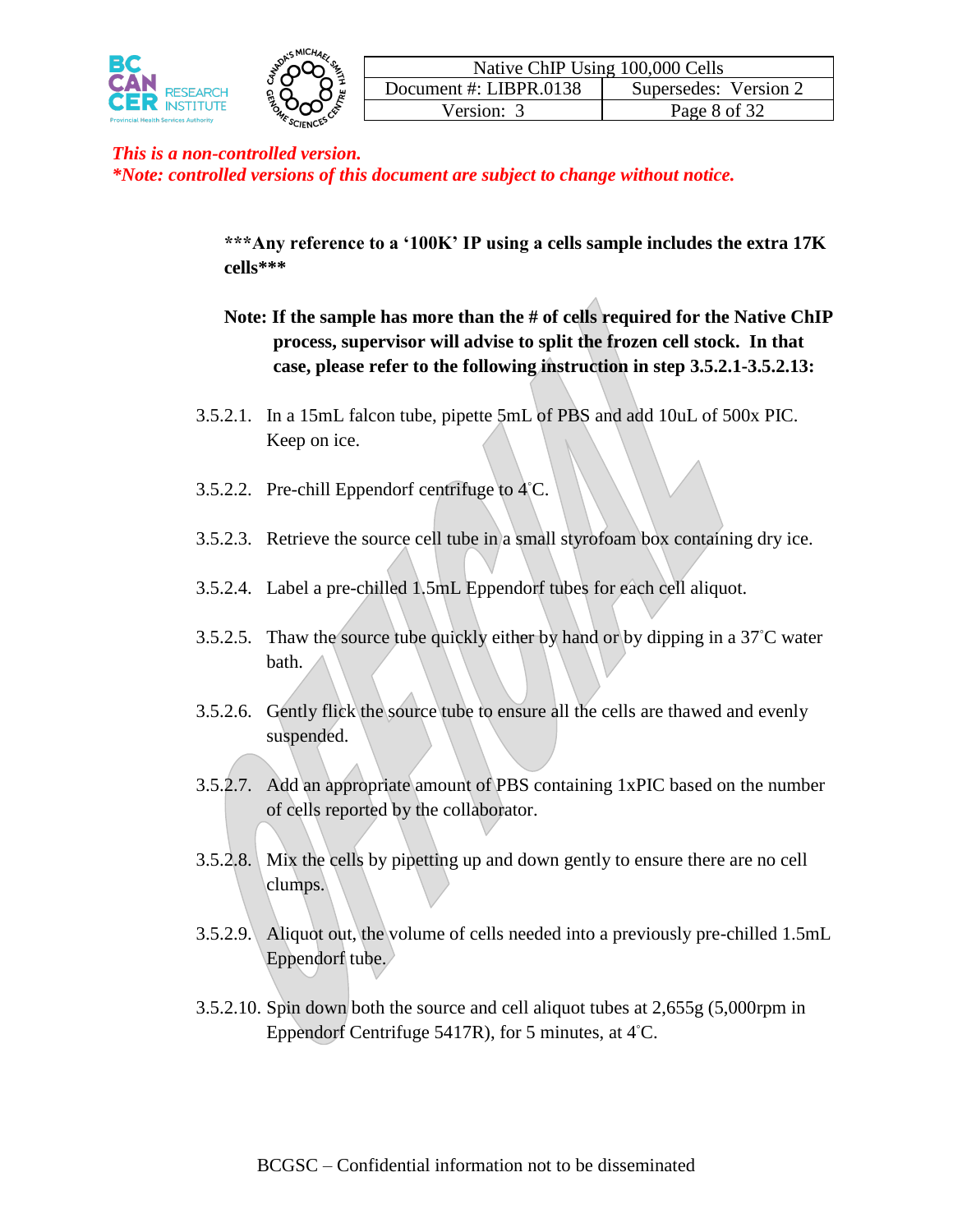*This is a non-controlled version.*
***Note: controlled versions of this document are subject to change without notice.***

**\*\*\*Any reference to a '100K' IP using a cells sample includes the extra 17K cells\*\*\***

**Note: If the sample has more than the # of cells required for the Native ChIP process, supervisor will advise to split the frozen cell stock. In that case, please refer to the following instruction in step 3.5.2.1-3.5.2.13:**

3.5.2.1. In a 15mL falcon tube, pipette 5mL of PBS and add 10uL of 500x PIC. Keep on ice.

3.5.2.2. Pre-chill Eppendorf centrifuge to 4°C.

3.5.2.3. Retrieve the source cell tube in a small styrofoam box containing dry ice.

3.5.2.4. Label a pre-chilled 1.5mL Eppendorf tubes for each cell aliquot.

3.5.2.5. Thaw the source tube quickly either by hand or by dipping in a 37°C water bath.

3.5.2.6. Gently flick the source tube to ensure all the cells are thawed and evenly suspended.

3.5.2.7. Add an appropriate amount of PBS containing 1xPIC based on the number of cells reported by the collaborator.

3.5.2.8. Mix the cells by pipetting up and down gently to ensure there are no cell clumps.

3.5.2.9. Aliquot out, the volume of cells needed into a previously pre-chilled 1.5mL Eppendorf tube.

3.5.2.10. Spin down both the source and cell aliquot tubes at 2,655g (5,000rpm in Eppendorf Centrifuge 5417R), for 5 minutes, at 4°C.

BCGSC – Confidential information not to be disseminated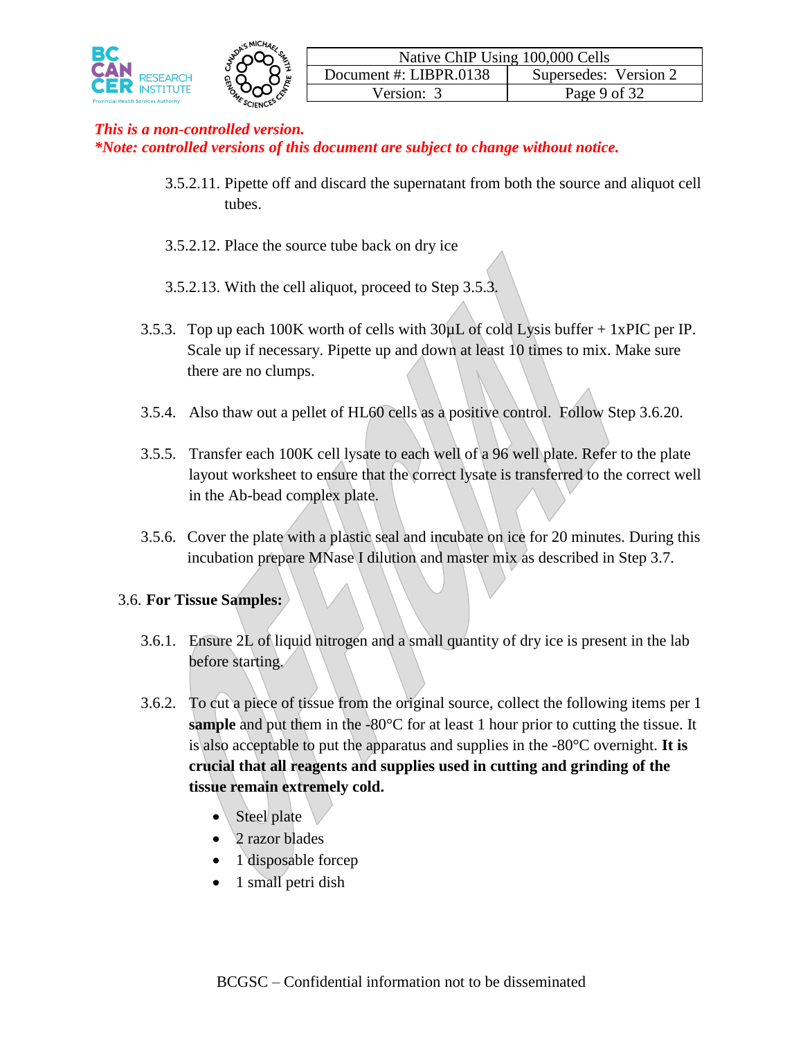*This is a non-controlled version.*
***Note: controlled versions of this document are subject to change without notice.**

3.5.2.11. Pipette off and discard the supernatant from both the source and aliquot cell tubes.

3.5.2.12. Place the source tube back on dry ice

3.5.2.13. With the cell aliquot, proceed to Step 3.5.3.

3.5.3. Top up each 100K worth of cells with 30µL of cold Lysis buffer + 1xPIC per IP. Scale up if necessary. Pipette up and down at least 10 times to mix. Make sure there are no clumps.

3.5.4. Also thaw out a pellet of HL60 cells as a positive control. Follow Step 3.6.20.

3.5.5. Transfer each 100K cell lysate to each well of a 96 well plate. Refer to the plate layout worksheet to ensure that the correct lysate is transferred to the correct well in the Ab-bead complex plate.

3.5.6. Cover the plate with a plastic seal and incubate on ice for 20 minutes. During this incubation prepare MNase I dilution and master mix as described in Step 3.7.

3.6. **For Tissue Samples:**

3.6.1. Ensure 2L of liquid nitrogen and a small quantity of dry ice is present in the lab before starting.

3.6.2. To cut a piece of tissue from the original source, collect the following items per 1 **sample** and put them in the -80°C for at least 1 hour prior to cutting the tissue. It is also acceptable to put the apparatus and supplies in the -80°C overnight. **It is crucial that all reagents and supplies used in cutting and grinding of the tissue remain extremely cold.**

- Steel plate
- 2 razor blades
- 1 disposable forcep
- 1 small petri dish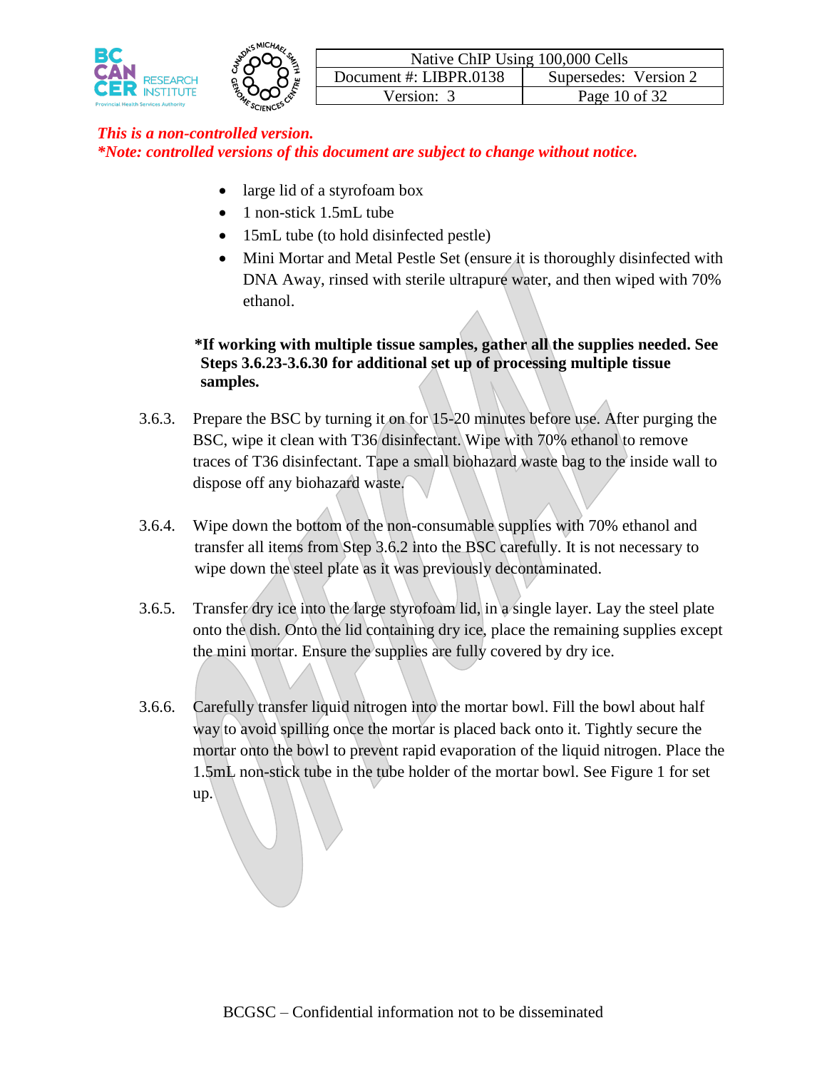*This is a non-controlled version.*
***Note: controlled versions of this document are subject to change without notice.***

- large lid of a styrofoam box
- 1 non-stick 1.5mL tube
- 15mL tube (to hold disinfected pestle)
- Mini Mortar and Metal Pestle Set (ensure it is thoroughly disinfected with DNA Away, rinsed with sterile ultrapure water, and then wiped with 70% ethanol.

**\*If working with multiple tissue samples, gather all the supplies needed. See Steps 3.6.23-3.6.30 for additional set up of processing multiple tissue samples.**

3.6.3. Prepare the BSC by turning it on for 15-20 minutes before use. After purging the BSC, wipe it clean with T36 disinfectant. Wipe with 70% ethanol to remove traces of T36 disinfectant. Tape a small biohazard waste bag to the inside wall to dispose off any biohazard waste.

3.6.4. Wipe down the bottom of the non-consumable supplies with 70% ethanol and transfer all items from Step 3.6.2 into the BSC carefully. It is not necessary to wipe down the steel plate as it was previously decontaminated.

3.6.5. Transfer dry ice into the large styrofoam lid, in a single layer. Lay the steel plate onto the dish. Onto the lid containing dry ice, place the remaining supplies except the mini mortar. Ensure the supplies are fully covered by dry ice.

3.6.6. Carefully transfer liquid nitrogen into the mortar bowl. Fill the bowl about half way to avoid spilling once the mortar is placed back onto it. Tightly secure the mortar onto the bowl to prevent rapid evaporation of the liquid nitrogen. Place the 1.5mL non-stick tube in the tube holder of the mortar bowl. See Figure 1 for set up.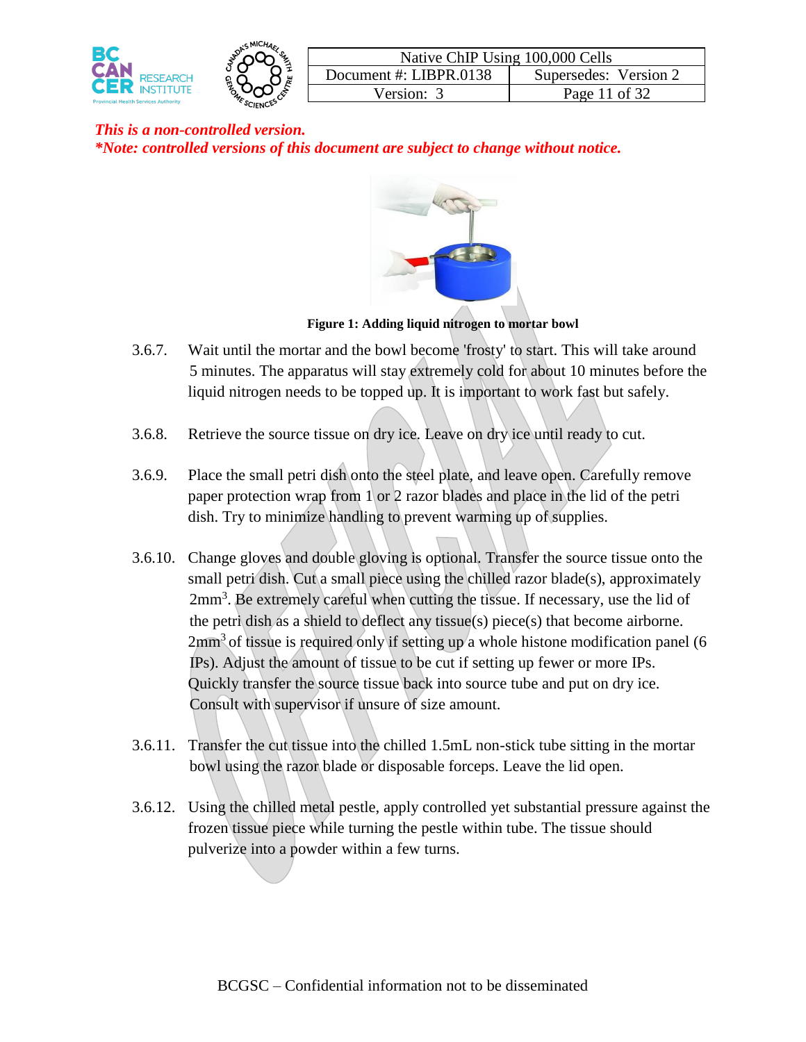*This is a non-controlled version.*
***Note: controlled versions of this document are subject to change without notice.***

**Figure 1: Adding liquid nitrogen to mortar bowl**

3.6.7. Wait until the mortar and the bowl become 'frosty' to start. This will take around 5 minutes. The apparatus will stay extremely cold for about 10 minutes before the liquid nitrogen needs to be topped up. It is important to work fast but safely.

3.6.8. Retrieve the source tissue on dry ice. Leave on dry ice until ready to cut.

3.6.9. Place the small petri dish onto the steel plate, and leave open. Carefully remove paper protection wrap from 1 or 2 razor blades and place in the lid of the petri dish. Try to minimize handling to prevent warming up of supplies.

3.6.10. Change gloves and double gloving is optional. Transfer the source tissue onto the small petri dish. Cut a small piece using the chilled razor blade(s), approximately $2mm^3$. Be extremely careful when cutting the tissue. If necessary, use the lid of the petri dish as a shield to deflect any tissue(s) piece(s) that become airborne. $2mm^3$ of tissue is required only if setting up a whole histone modification panel (6 IPs). Adjust the amount of tissue to be cut if setting up fewer or more IPs. Quickly transfer the source tissue back into source tube and put on dry ice. Consult with supervisor if unsure of size amount.

3.6.11. Transfer the cut tissue into the chilled 1.5mL non-stick tube sitting in the mortar bowl using the razor blade or disposable forceps. Leave the lid open.

3.6.12. Using the chilled metal pestle, apply controlled yet substantial pressure against the frozen tissue piece while turning the pestle within tube. The tissue should pulverize into a powder within a few turns.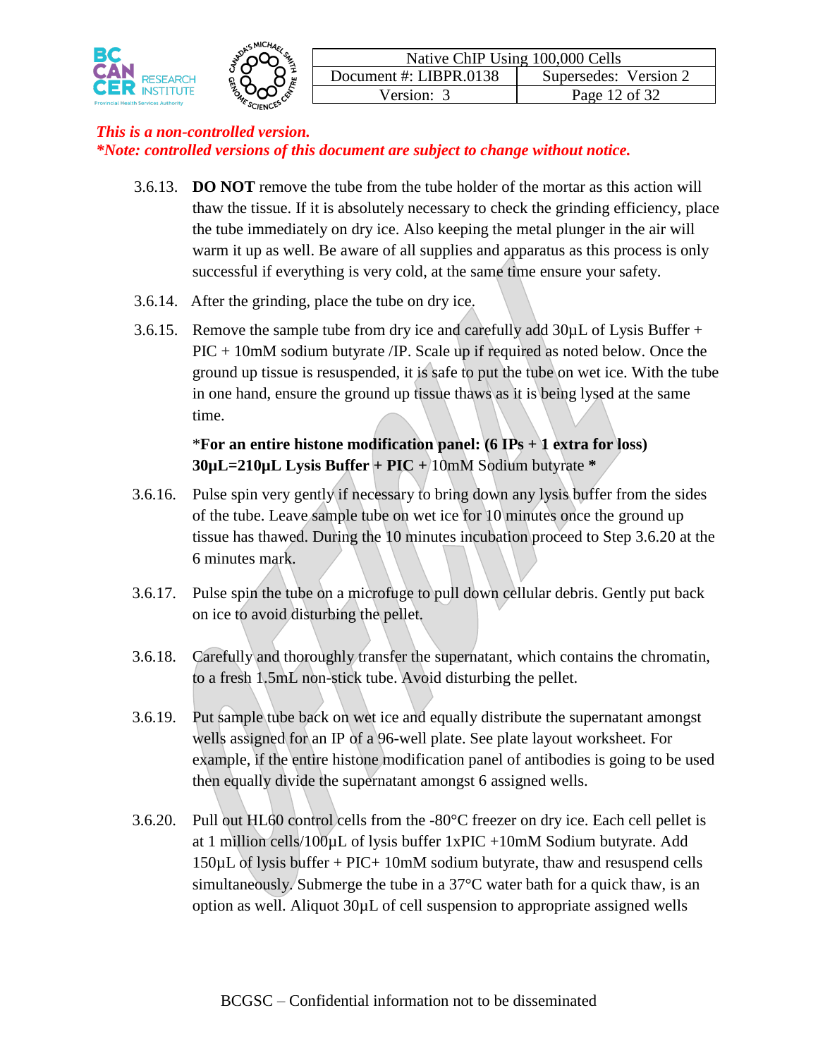*This is a non-controlled version.*
***Note: controlled versions of this document are subject to change without notice.***

3.6.13. **DO NOT** remove the tube from the tube holder of the mortar as this action will thaw the tissue. If it is absolutely necessary to check the grinding efficiency, place the tube immediately on dry ice. Also keeping the metal plunger in the air will warm it up as well. Be aware of all supplies and apparatus as this process is only successful if everything is very cold, at the same time ensure your safety.

3.6.14. After the grinding, place the tube on dry ice.

3.6.15. Remove the sample tube from dry ice and carefully add 30µL of Lysis Buffer + PIC + 10mM sodium butyrate /IP. Scale up if required as noted below. Once the ground up tissue is resuspended, it is safe to put the tube on wet ice. With the tube in one hand, ensure the ground up tissue thaws as it is being lysed at the same time.

*__For an entire histone modification panel: (6 IPs + 1 extra for loss) 30µL=210µL Lysis Buffer + PIC +__ 10mM Sodium butyrate __*__

3.6.16. Pulse spin very gently if necessary to bring down any lysis buffer from the sides of the tube. Leave sample tube on wet ice for 10 minutes once the ground up tissue has thawed. During the 10 minutes incubation proceed to Step 3.6.20 at the 6 minutes mark.

3.6.17. Pulse spin the tube on a microfuge to pull down cellular debris. Gently put back on ice to avoid disturbing the pellet.

3.6.18. Carefully and thoroughly transfer the supernatant, which contains the chromatin, to a fresh 1.5mL non-stick tube. Avoid disturbing the pellet.

3.6.19. Put sample tube back on wet ice and equally distribute the supernatant amongst wells assigned for an IP of a 96-well plate. See plate layout worksheet. For example, if the entire histone modification panel of antibodies is going to be used then equally divide the supernatant amongst 6 assigned wells.

3.6.20. Pull out HL60 control cells from the -80°C freezer on dry ice. Each cell pellet is at 1 million cells/100µL of lysis buffer 1xPIC +10mM Sodium butyrate. Add 150µL of lysis buffer + PIC+ 10mM sodium butyrate, thaw and resuspend cells simultaneously. Submerge the tube in a 37°C water bath for a quick thaw, is an option as well. Aliquot 30µL of cell suspension to appropriate assigned wells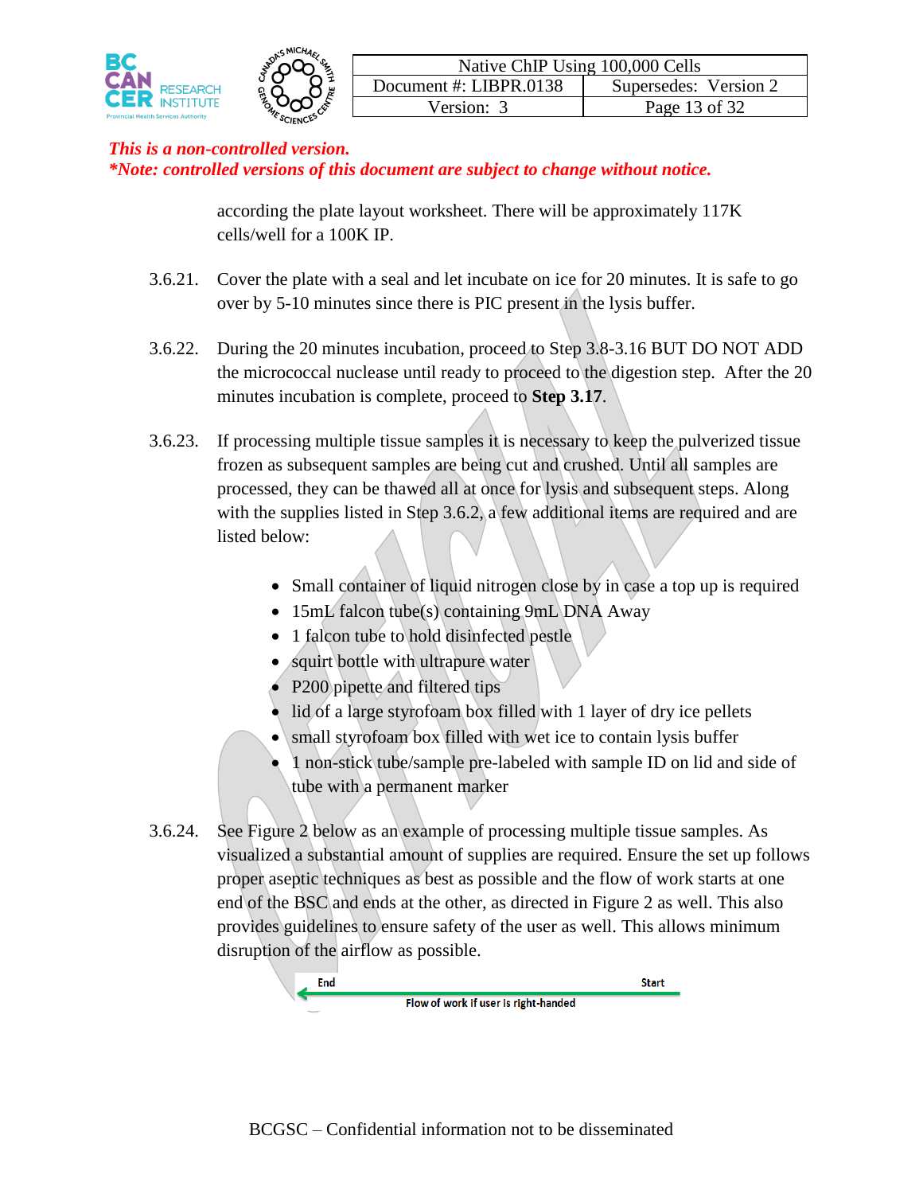*This is a non-controlled version.*
***Note: controlled versions of this document are subject to change without notice.***

according the plate layout worksheet. There will be approximately 117K cells/well for a 100K IP.

3.6.21. Cover the plate with a seal and let incubate on ice for 20 minutes. It is safe to go over by 5-10 minutes since there is PIC present in the lysis buffer.

3.6.22. During the 20 minutes incubation, proceed to Step 3.8-3.16 BUT DO NOT ADD the micrococcal nuclease until ready to proceed to the digestion step. After the 20 minutes incubation is complete, proceed to **Step 3.17**.

3.6.23. If processing multiple tissue samples it is necessary to keep the pulverized tissue frozen as subsequent samples are being cut and crushed. Until all samples are processed, they can be thawed all at once for lysis and subsequent steps. Along with the supplies listed in Step 3.6.2, a few additional items are required and are listed below:

- Small container of liquid nitrogen close by in case a top up is required
- 15mL falcon tube(s) containing 9mL DNA Away
- 1 falcon tube to hold disinfected pestle
- squirt bottle with ultrapure water
- P200 pipette and filtered tips
- lid of a large styrofoam box filled with 1 layer of dry ice pellets
- small styrofoam box filled with wet ice to contain lysis buffer
- 1 non-stick tube/sample pre-labeled with sample ID on lid and side of tube with a permanent marker

3.6.24. See Figure 2 below as an example of processing multiple tissue samples. As visualized a substantial amount of supplies are required. Ensure the set up follows proper aseptic techniques as best as possible and the flow of work starts at one end of the BSC and ends at the other, as directed in Figure 2 as well. This also provides guidelines to ensure safety of the user as well. This allows minimum disruption of the airflow as possible.

End ← Start

Flow of work if user is right-handed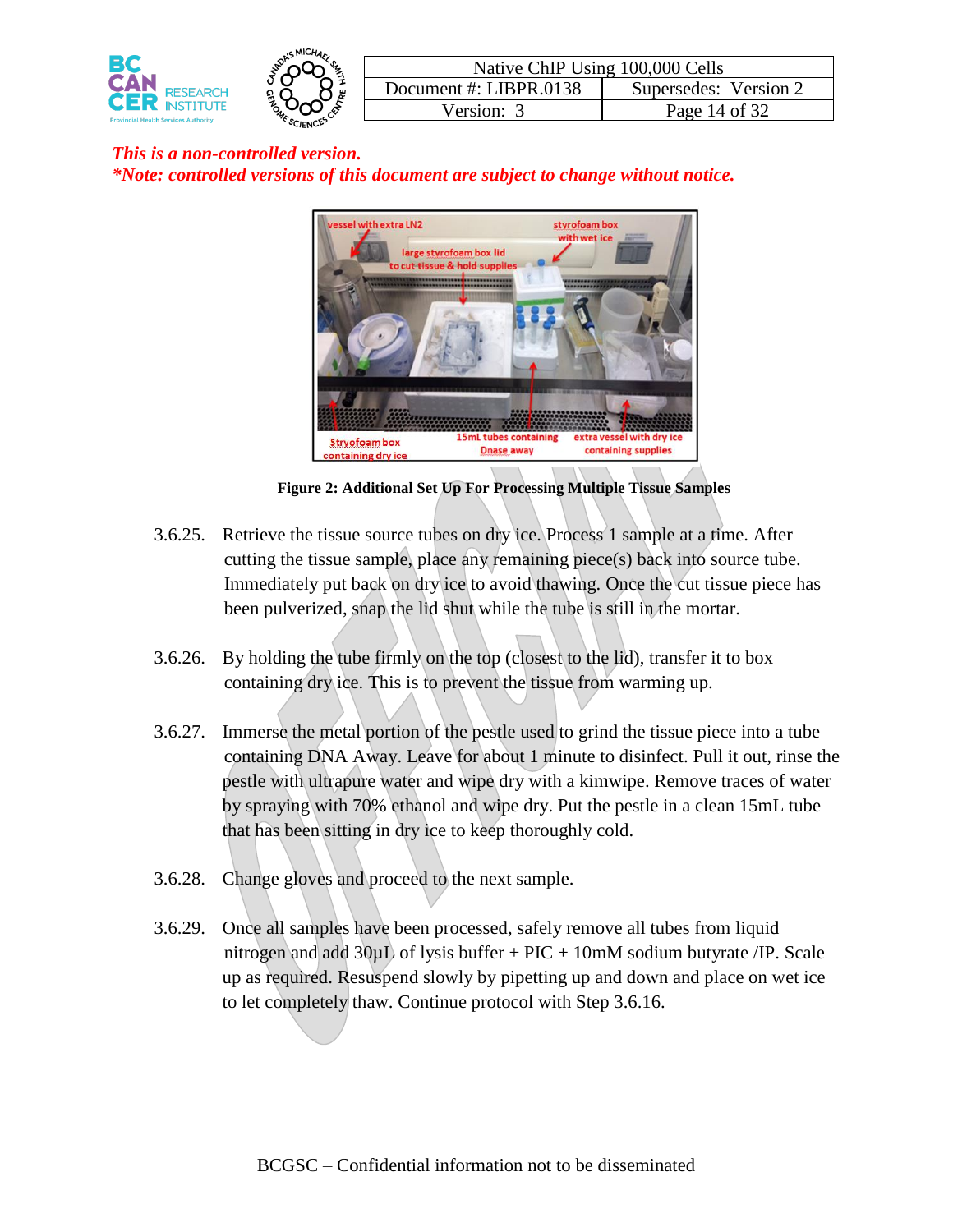*This is a non-controlled version.*
***Note: controlled versions of this document are subject to change without notice.***

**Figure 2: Additional Set Up For Processing Multiple Tissue Samples**

3.6.25. Retrieve the tissue source tubes on dry ice. Process 1 sample at a time. After cutting the tissue sample, place any remaining piece(s) back into source tube. Immediately put back on dry ice to avoid thawing. Once the cut tissue piece has been pulverized, snap the lid shut while the tube is still in the mortar.

3.6.26. By holding the tube firmly on the top (closest to the lid), transfer it to box containing dry ice. This is to prevent the tissue from warming up.

3.6.27. Immerse the metal portion of the pestle used to grind the tissue piece into a tube containing DNA Away. Leave for about 1 minute to disinfect. Pull it out, rinse the pestle with ultrapure water and wipe dry with a kimwipe. Remove traces of water by spraying with 70% ethanol and wipe dry. Put the pestle in a clean 15mL tube that has been sitting in dry ice to keep thoroughly cold.

3.6.28. Change gloves and proceed to the next sample.

3.6.29. Once all samples have been processed, safely remove all tubes from liquid nitrogen and add 30µL of lysis buffer + PIC + 10mM sodium butyrate /IP. Scale up as required. Resuspend slowly by pipetting up and down and place on wet ice to let completely thaw. Continue protocol with Step 3.6.16.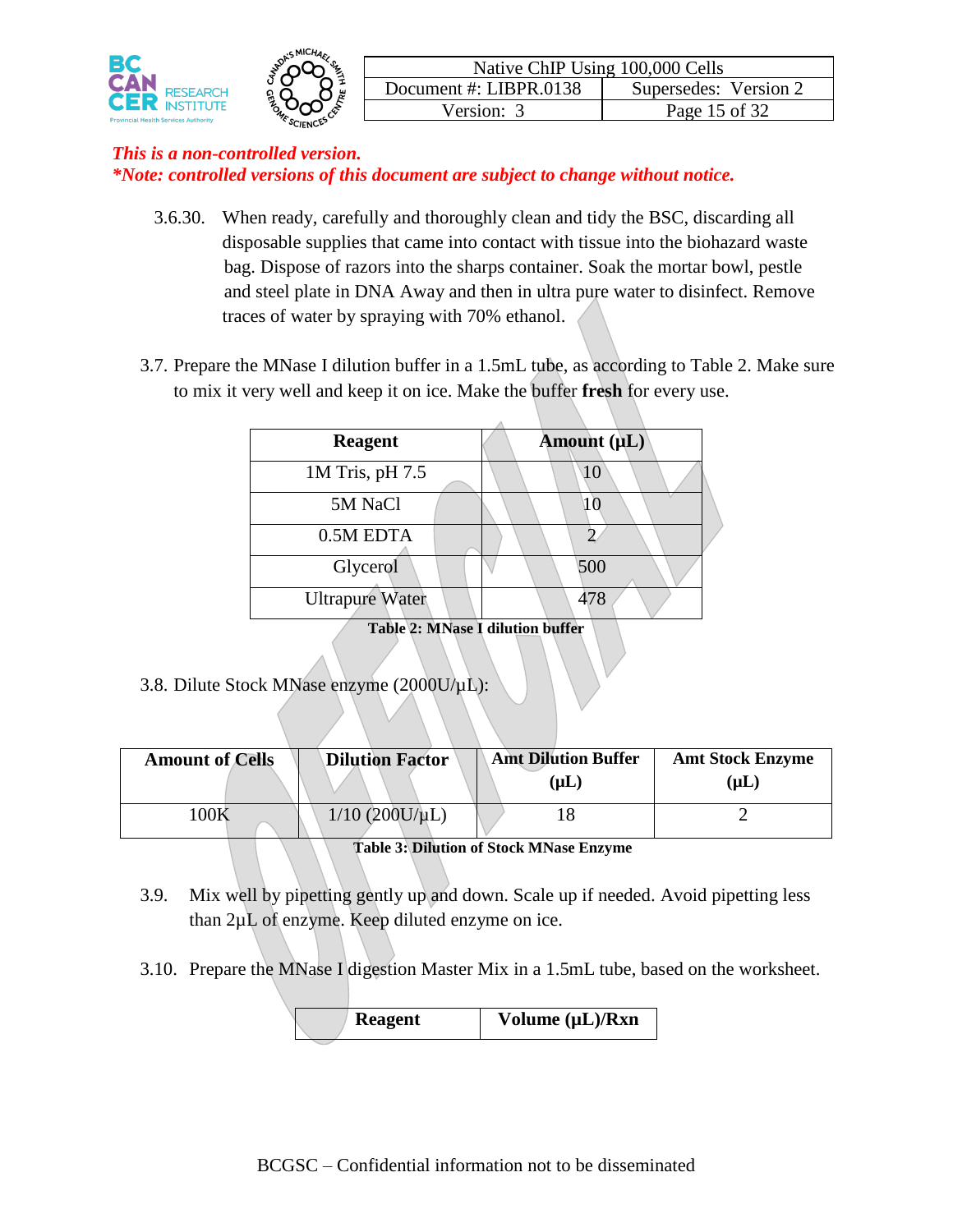*This is a non-controlled version.*
***Note: controlled versions of this document are subject to change without notice.***

3.6.30. When ready, carefully and thoroughly clean and tidy the BSC, discarding all disposable supplies that came into contact with tissue into the biohazard waste bag. Dispose of razors into the sharps container. Soak the mortar bowl, pestle and steel plate in DNA Away and then in ultra pure water to disinfect. Remove traces of water by spraying with 70% ethanol.

3.7. Prepare the MNase I dilution buffer in a 1.5mL tube, as according to Table 2. Make sure to mix it very well and keep it on ice. Make the buffer **fresh** for every use.

| Reagent | Amount (µL) |
|---|---|
| 1M Tris, pH 7.5 | 10 |
| 5M NaCl | 10 |
| 0.5M EDTA | 2 |
| Glycerol | 500 |
| Ultrapure Water | 478 |

**Table 2: MNase I dilution buffer**

3.8. Dilute Stock MNase enzyme (2000U/µL):

| Amount of Cells | Dilution Factor | Amt Dilution Buffer (µL) | Amt Stock Enzyme (µL) |
|---|---|---|---|
| 100K | 1/10 (200U/µL) | 18 | 2 |

**Table 3: Dilution of Stock MNase Enzyme**

3.9. Mix well by pipetting gently up and down. Scale up if needed. Avoid pipetting less than 2µL of enzyme. Keep diluted enzyme on ice.

3.10. Prepare the MNase I digestion Master Mix in a 1.5mL tube, based on the worksheet.

| Reagent | Volume (µL)/Rxn |
|---|---|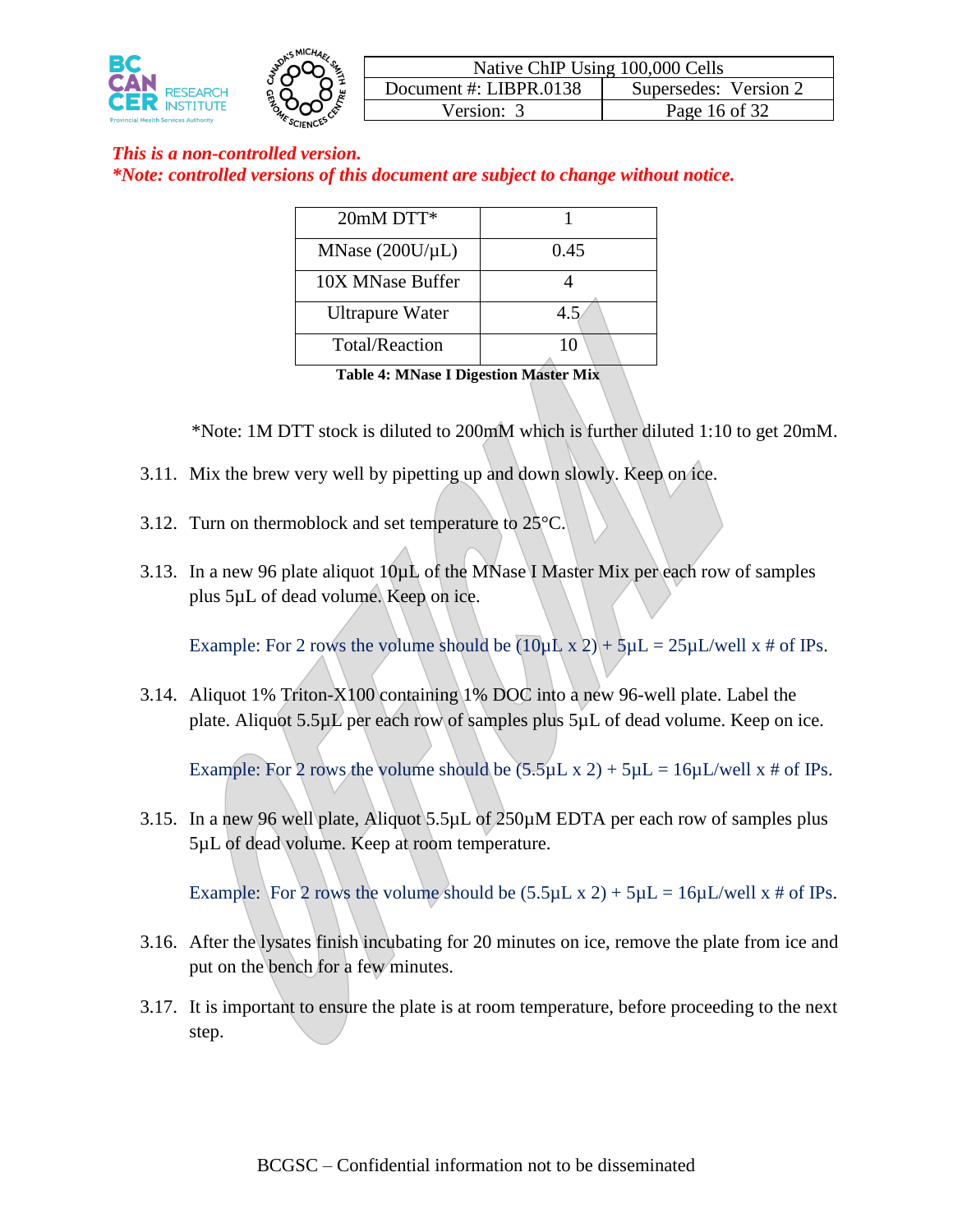*This is a non-controlled version.*
*\*Note: controlled versions of this document are subject to change without notice.*

| 20mM DTT* | 1 |
|---|---|
| MNase (200U/µL) | 0.45 |
| 10X MNase Buffer | 4 |
| Ultrapure Water | 4.5 |
| Total/Reaction | 10 |

**Table 4: MNase I Digestion Master Mix**

*Note: 1M DTT stock is diluted to 200mM which is further diluted 1:10 to get 20mM.

3.11. Mix the brew very well by pipetting up and down slowly. Keep on ice.

3.12. Turn on thermoblock and set temperature to 25°C.

3.13. In a new 96 plate aliquot 10µL of the MNase I Master Mix per each row of samples plus 5µL of dead volume. Keep on ice.

Example: For 2 rows the volume should be (10µL x 2) + 5µL = 25µL/well x # of IPs.

3.14. Aliquot 1% Triton-X100 containing 1% DOC into a new 96-well plate. Label the plate. Aliquot 5.5µL per each row of samples plus 5µL of dead volume. Keep on ice.

Example: For 2 rows the volume should be (5.5µL x 2) + 5µL = 16µL/well x # of IPs.

3.15. In a new 96 well plate, Aliquot 5.5µL of 250µM EDTA per each row of samples plus 5µL of dead volume. Keep at room temperature.

Example: For 2 rows the volume should be (5.5µL x 2) + 5µL = 16µL/well x # of IPs.

3.16. After the lysates finish incubating for 20 minutes on ice, remove the plate from ice and put on the bench for a few minutes.

3.17. It is important to ensure the plate is at room temperature, before proceeding to the next step.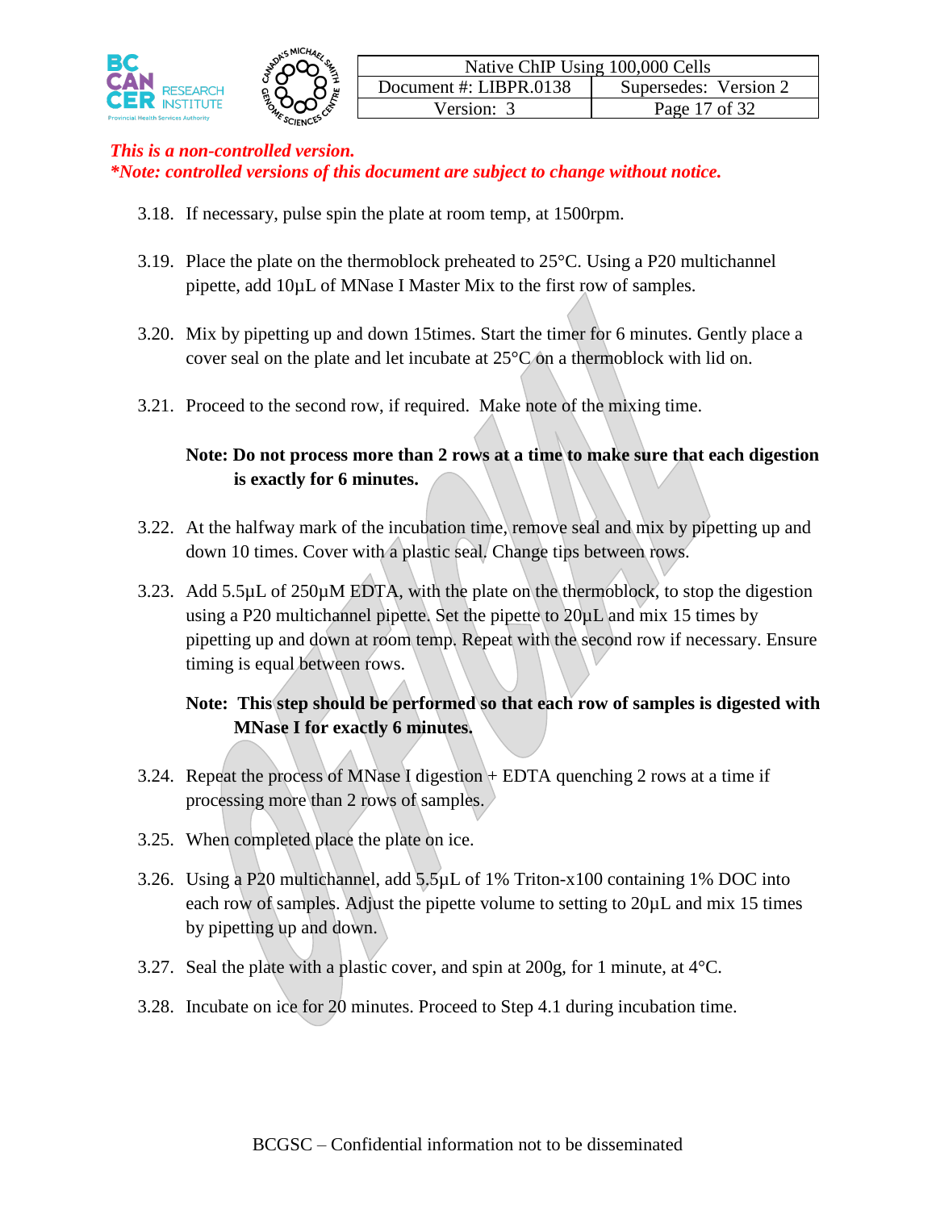*This is a non-controlled version.*
****Note: controlled versions of this document are subject to change without notice.***

3.18. If necessary, pulse spin the plate at room temp, at 1500rpm.

3.19. Place the plate on the thermoblock preheated to 25°C. Using a P20 multichannel pipette, add 10µL of MNase I Master Mix to the first row of samples.

3.20. Mix by pipetting up and down 15times. Start the timer for 6 minutes. Gently place a cover seal on the plate and let incubate at 25°C on a thermoblock with lid on.

3.21. Proceed to the second row, if required. Make note of the mixing time.

**Note: Do not process more than 2 rows at a time to make sure that each digestion is exactly for 6 minutes.**

3.22. At the halfway mark of the incubation time, remove seal and mix by pipetting up and down 10 times. Cover with a plastic seal. Change tips between rows.

3.23. Add 5.5µL of 250µM EDTA, with the plate on the thermoblock, to stop the digestion using a P20 multichannel pipette. Set the pipette to 20µL and mix 15 times by pipetting up and down at room temp. Repeat with the second row if necessary. Ensure timing is equal between rows.

**Note: This step should be performed so that each row of samples is digested with MNase I for exactly 6 minutes.**

3.24. Repeat the process of MNase I digestion + EDTA quenching 2 rows at a time if processing more than 2 rows of samples.

3.25. When completed place the plate on ice.

3.26. Using a P20 multichannel, add 5.5µL of 1% Triton-x100 containing 1% DOC into each row of samples. Adjust the pipette volume to setting to 20µL and mix 15 times by pipetting up and down.

3.27. Seal the plate with a plastic cover, and spin at 200g, for 1 minute, at 4°C.

3.28. Incubate on ice for 20 minutes. Proceed to Step 4.1 during incubation time.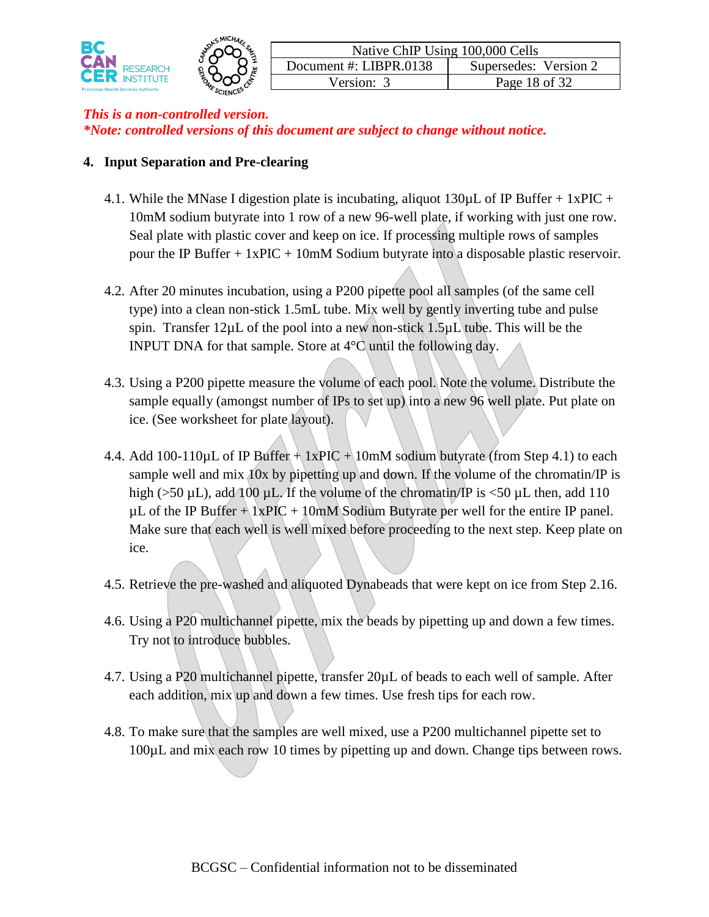*This is a non-controlled version.*
*\*Note: controlled versions of this document are subject to change without notice.*

## 4. Input Separation and Pre-clearing

4.1. While the MNase I digestion plate is incubating, aliquot 130µL of IP Buffer + 1xPIC + 10mM sodium butyrate into 1 row of a new 96-well plate, if working with just one row. Seal plate with plastic cover and keep on ice. If processing multiple rows of samples pour the IP Buffer + 1xPIC + 10mM Sodium butyrate into a disposable plastic reservoir.

4.2. After 20 minutes incubation, using a P200 pipette pool all samples (of the same cell type) into a clean non-stick 1.5mL tube. Mix well by gently inverting tube and pulse spin. Transfer 12µL of the pool into a new non-stick 1.5µL tube. This will be the INPUT DNA for that sample. Store at 4°C until the following day.

4.3. Using a P200 pipette measure the volume of each pool. Note the volume. Distribute the sample equally (amongst number of IPs to set up) into a new 96 well plate. Put plate on ice. (See worksheet for plate layout).

4.4. Add 100-110µL of IP Buffer + 1xPIC + 10mM sodium butyrate (from Step 4.1) to each sample well and mix 10x by pipetting up and down. If the volume of the chromatin/IP is high (>50 µL), add 100 µL. If the volume of the chromatin/IP is <50 µL then, add 110 µL of the IP Buffer + 1xPIC + 10mM Sodium Butyrate per well for the entire IP panel. Make sure that each well is well mixed before proceeding to the next step. Keep plate on ice.

4.5. Retrieve the pre-washed and aliquoted Dynabeads that were kept on ice from Step 2.16.

4.6. Using a P20 multichannel pipette, mix the beads by pipetting up and down a few times. Try not to introduce bubbles.

4.7. Using a P20 multichannel pipette, transfer 20µL of beads to each well of sample. After each addition, mix up and down a few times. Use fresh tips for each row.

4.8. To make sure that the samples are well mixed, use a P200 multichannel pipette set to 100µL and mix each row 10 times by pipetting up and down. Change tips between rows.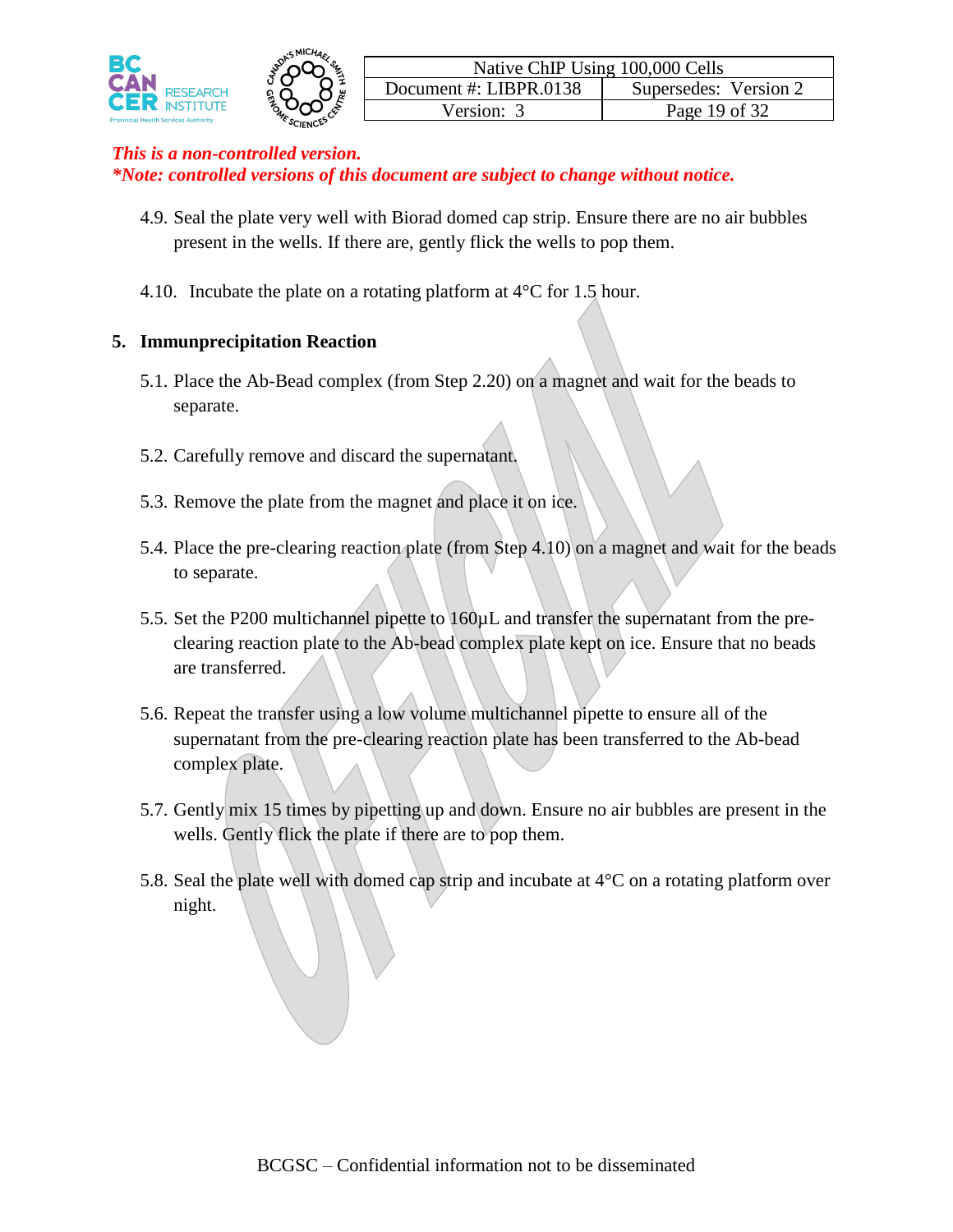*This is a non-controlled version.*
***Note: controlled versions of this document are subject to change without notice.***

4.9. Seal the plate very well with Biorad domed cap strip. Ensure there are no air bubbles present in the wells. If there are, gently flick the wells to pop them.

4.10. Incubate the plate on a rotating platform at 4°C for 1.5 hour.

## 5. Immunprecipitation Reaction

5.1. Place the Ab-Bead complex (from Step 2.20) on a magnet and wait for the beads to separate.

5.2. Carefully remove and discard the supernatant.

5.3. Remove the plate from the magnet and place it on ice.

5.4. Place the pre-clearing reaction plate (from Step 4.10) on a magnet and wait for the beads to separate.

5.5. Set the P200 multichannel pipette to 160μL and transfer the supernatant from the pre-clearing reaction plate to the Ab-bead complex plate kept on ice. Ensure that no beads are transferred.

5.6. Repeat the transfer using a low volume multichannel pipette to ensure all of the supernatant from the pre-clearing reaction plate has been transferred to the Ab-bead complex plate.

5.7. Gently mix 15 times by pipetting up and down. Ensure no air bubbles are present in the wells. Gently flick the plate if there are to pop them.

5.8. Seal the plate well with domed cap strip and incubate at 4°C on a rotating platform over night.

BCGSC – Confidential information not to be disseminated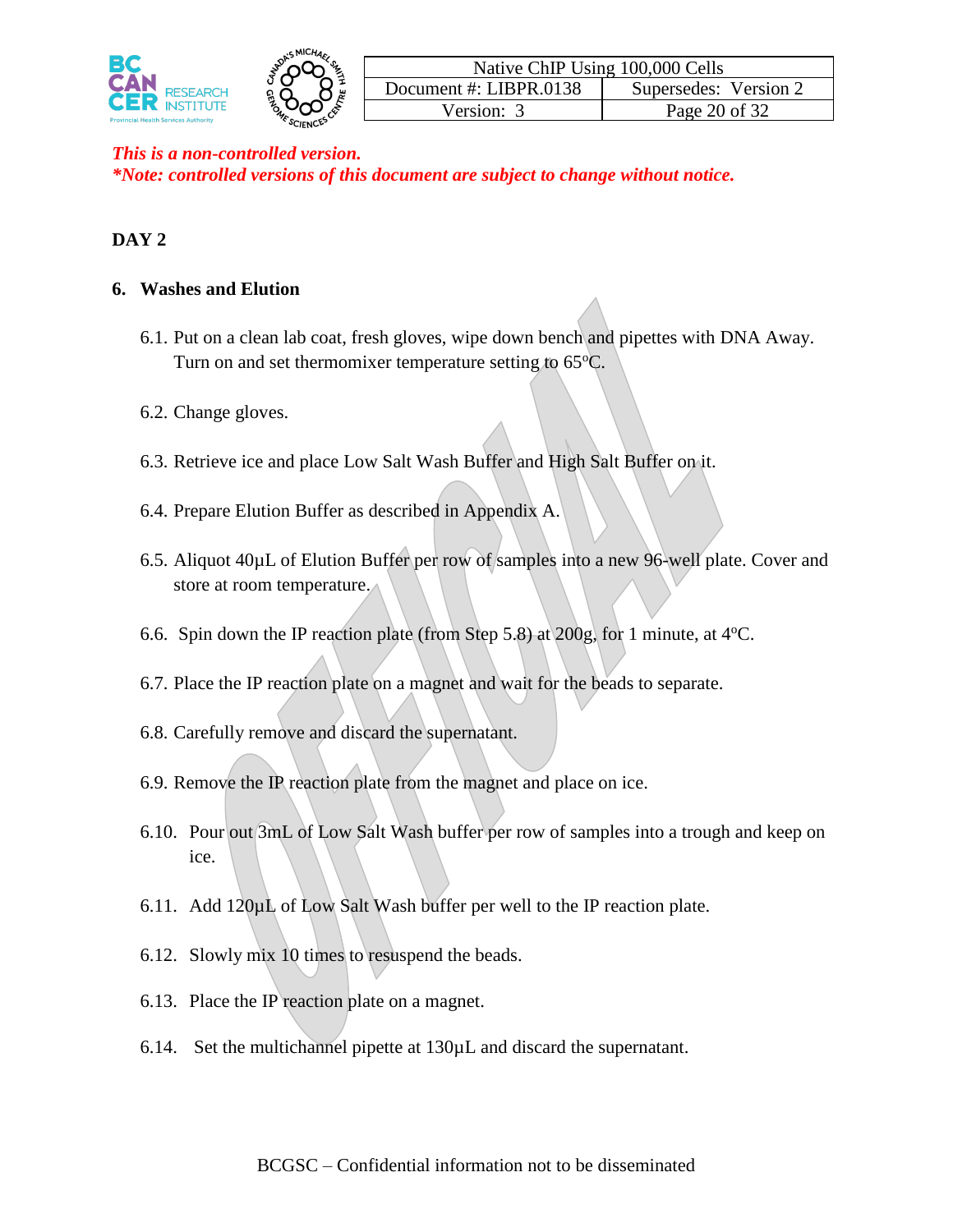*This is a non-controlled version.*
***Note: controlled versions of this document are subject to change without notice.***

**DAY 2**

## 6. Washes and Elution

6.1. Put on a clean lab coat, fresh gloves, wipe down bench and pipettes with DNA Away. Turn on and set thermomixer temperature setting to 65ºC.

6.2. Change gloves.

6.3. Retrieve ice and place Low Salt Wash Buffer and High Salt Buffer on it.

6.4. Prepare Elution Buffer as described in Appendix A.

6.5. Aliquot 40µL of Elution Buffer per row of samples into a new 96-well plate. Cover and store at room temperature.

6.6. Spin down the IP reaction plate (from Step 5.8) at 200g, for 1 minute, at 4ºC.

6.7. Place the IP reaction plate on a magnet and wait for the beads to separate.

6.8. Carefully remove and discard the supernatant.

6.9. Remove the IP reaction plate from the magnet and place on ice.

6.10. Pour out 3mL of Low Salt Wash buffer per row of samples into a trough and keep on ice.

6.11. Add 120µL of Low Salt Wash buffer per well to the IP reaction plate.

6.12. Slowly mix 10 times to resuspend the beads.

6.13. Place the IP reaction plate on a magnet.

6.14. Set the multichannel pipette at 130µL and discard the supernatant.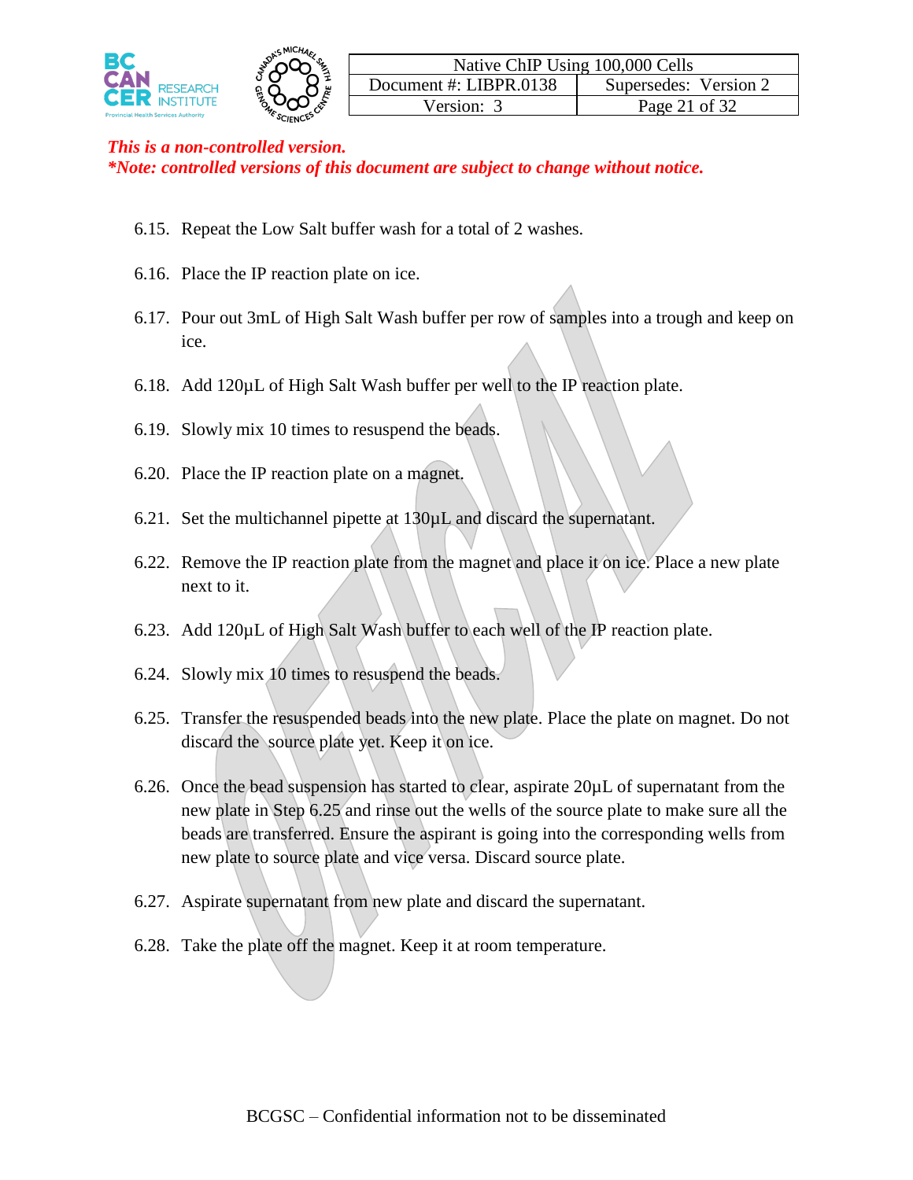*This is a non-controlled version.*
***Note: controlled versions of this document are subject to change without notice.***

6.15. Repeat the Low Salt buffer wash for a total of 2 washes.

6.16. Place the IP reaction plate on ice.

6.17. Pour out 3mL of High Salt Wash buffer per row of samples into a trough and keep on ice.

6.18. Add 120µL of High Salt Wash buffer per well to the IP reaction plate.

6.19. Slowly mix 10 times to resuspend the beads.

6.20. Place the IP reaction plate on a magnet.

6.21. Set the multichannel pipette at 130µL and discard the supernatant.

6.22. Remove the IP reaction plate from the magnet and place it on ice. Place a new plate next to it.

6.23. Add 120µL of High Salt Wash buffer to each well of the IP reaction plate.

6.24. Slowly mix 10 times to resuspend the beads.

6.25. Transfer the resuspended beads into the new plate. Place the plate on magnet. Do not discard the source plate yet. Keep it on ice.

6.26. Once the bead suspension has started to clear, aspirate 20µL of supernatant from the new plate in Step 6.25 and rinse out the wells of the source plate to make sure all the beads are transferred. Ensure the aspirant is going into the corresponding wells from new plate to source plate and vice versa. Discard source plate.

6.27. Aspirate supernatant from new plate and discard the supernatant.

6.28. Take the plate off the magnet. Keep it at room temperature.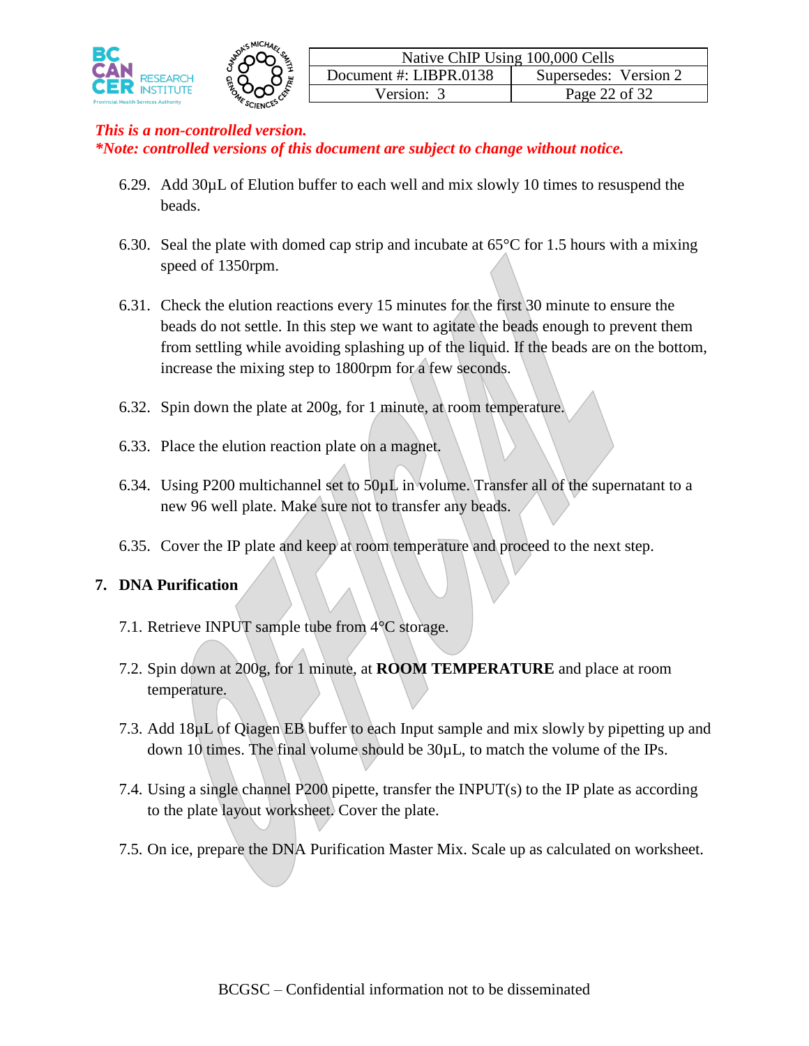*This is a non-controlled version.*
***Note: controlled versions of this document are subject to change without notice.***

6.29. Add 30µL of Elution buffer to each well and mix slowly 10 times to resuspend the beads.

6.30. Seal the plate with domed cap strip and incubate at 65°C for 1.5 hours with a mixing speed of 1350rpm.

6.31. Check the elution reactions every 15 minutes for the first 30 minute to ensure the beads do not settle. In this step we want to agitate the beads enough to prevent them from settling while avoiding splashing up of the liquid. If the beads are on the bottom, increase the mixing step to 1800rpm for a few seconds.

6.32. Spin down the plate at 200g, for 1 minute, at room temperature.

6.33. Place the elution reaction plate on a magnet.

6.34. Using P200 multichannel set to 50µL in volume. Transfer all of the supernatant to a new 96 well plate. Make sure not to transfer any beads.

6.35. Cover the IP plate and keep at room temperature and proceed to the next step.

## 7. DNA Purification

7.1. Retrieve INPUT sample tube from 4°C storage.

7.2. Spin down at 200g, for 1 minute, at **ROOM TEMPERATURE** and place at room temperature.

7.3. Add 18µL of Qiagen EB buffer to each Input sample and mix slowly by pipetting up and down 10 times. The final volume should be 30µL, to match the volume of the IPs.

7.4. Using a single channel P200 pipette, transfer the INPUT(s) to the IP plate as according to the plate layout worksheet. Cover the plate.

7.5. On ice, prepare the DNA Purification Master Mix. Scale up as calculated on worksheet.

BCGSC – Confidential information not to be disseminated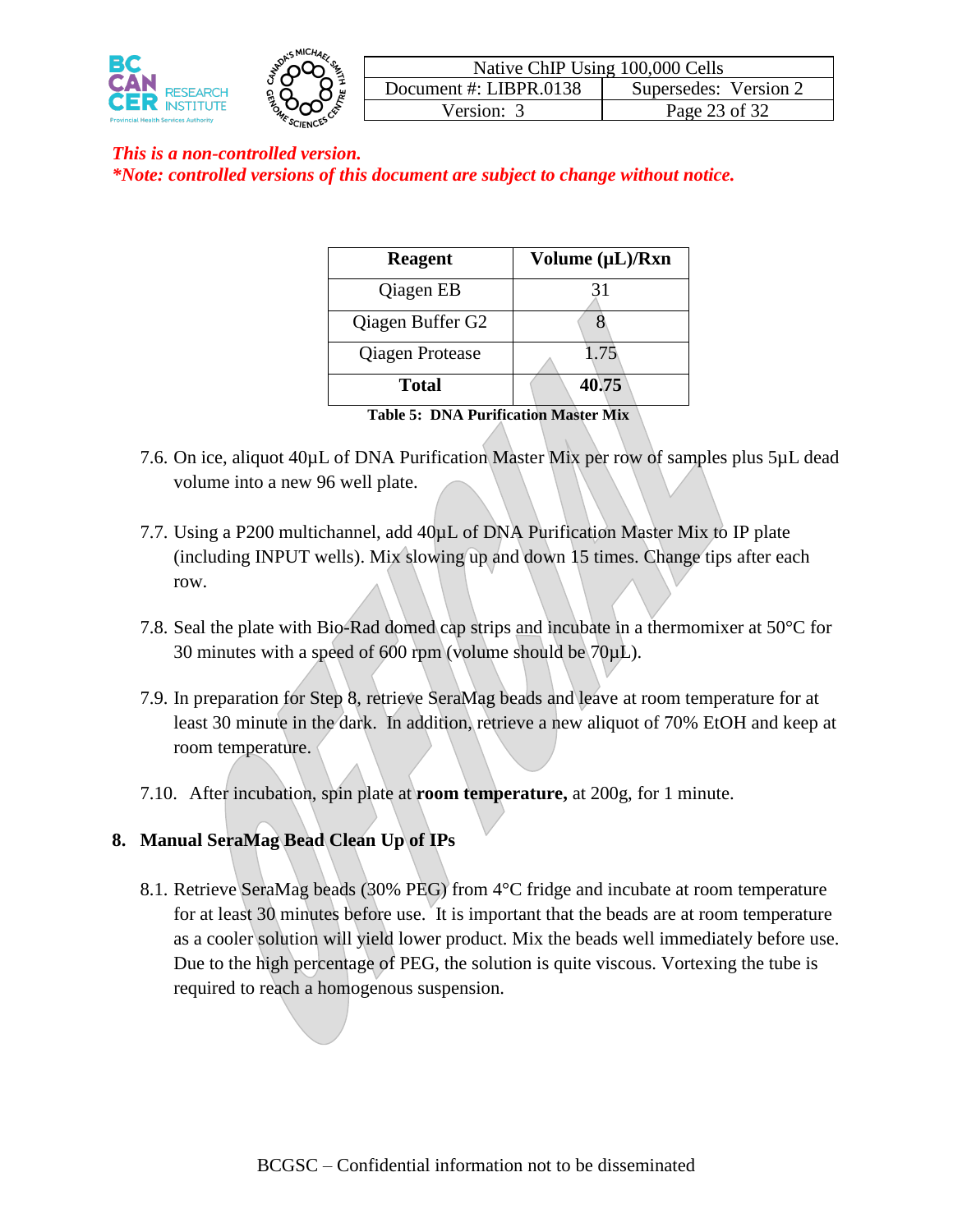*This is a non-controlled version.*
***Note: controlled versions of this document are subject to change without notice.***

| Reagent | Volume (µL)/Rxn |
|---|---|
| Qiagen EB | 31 |
| Qiagen Buffer G2 | 8 |
| Qiagen Protease | 1.75 |
| **Total** | **40.75** |

**Table 5: DNA Purification Master Mix**

7.6. On ice, aliquot 40µL of DNA Purification Master Mix per row of samples plus 5µL dead volume into a new 96 well plate.

7.7. Using a P200 multichannel, add 40µL of DNA Purification Master Mix to IP plate (including INPUT wells). Mix slowing up and down 15 times. Change tips after each row.

7.8. Seal the plate with Bio-Rad domed cap strips and incubate in a thermomixer at 50°C for 30 minutes with a speed of 600 rpm (volume should be 70µL).

7.9. In preparation for Step 8, retrieve SeraMag beads and leave at room temperature for at least 30 minute in the dark. In addition, retrieve a new aliquot of 70% EtOH and keep at room temperature.

7.10. After incubation, spin plate at **room temperature,** at 200g, for 1 minute.

## 8. Manual SeraMag Bead Clean Up of IPs

8.1. Retrieve SeraMag beads (30% PEG) from 4°C fridge and incubate at room temperature for at least 30 minutes before use. It is important that the beads are at room temperature as a cooler solution will yield lower product. Mix the beads well immediately before use. Due to the high percentage of PEG, the solution is quite viscous. Vortexing the tube is required to reach a homogenous suspension.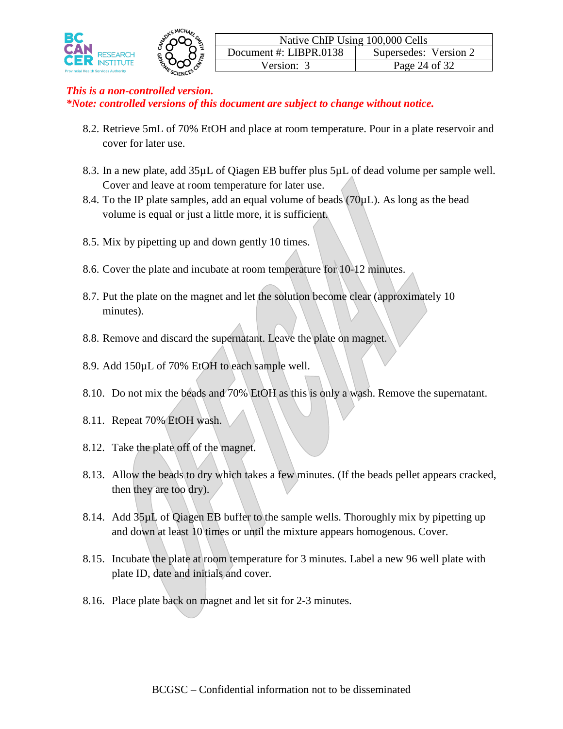*This is a non-controlled version.*
***Note: controlled versions of this document are subject to change without notice.***

8.2. Retrieve 5mL of 70% EtOH and place at room temperature. Pour in a plate reservoir and cover for later use.

8.3. In a new plate, add 35µL of Qiagen EB buffer plus 5µL of dead volume per sample well. Cover and leave at room temperature for later use.

8.4. To the IP plate samples, add an equal volume of beads (70µL). As long as the bead volume is equal or just a little more, it is sufficient.

8.5. Mix by pipetting up and down gently 10 times.

8.6. Cover the plate and incubate at room temperature for 10-12 minutes.

8.7. Put the plate on the magnet and let the solution become clear (approximately 10 minutes).

8.8. Remove and discard the supernatant. Leave the plate on magnet.

8.9. Add 150µL of 70% EtOH to each sample well.

8.10. Do not mix the beads and 70% EtOH as this is only a wash. Remove the supernatant.

8.11. Repeat 70% EtOH wash.

8.12. Take the plate off of the magnet.

8.13. Allow the beads to dry which takes a few minutes. (If the beads pellet appears cracked, then they are too dry).

8.14. Add 35µL of Qiagen EB buffer to the sample wells. Thoroughly mix by pipetting up and down at least 10 times or until the mixture appears homogenous. Cover.

8.15. Incubate the plate at room temperature for 3 minutes. Label a new 96 well plate with plate ID, date and initials and cover.

8.16. Place plate back on magnet and let sit for 2-3 minutes.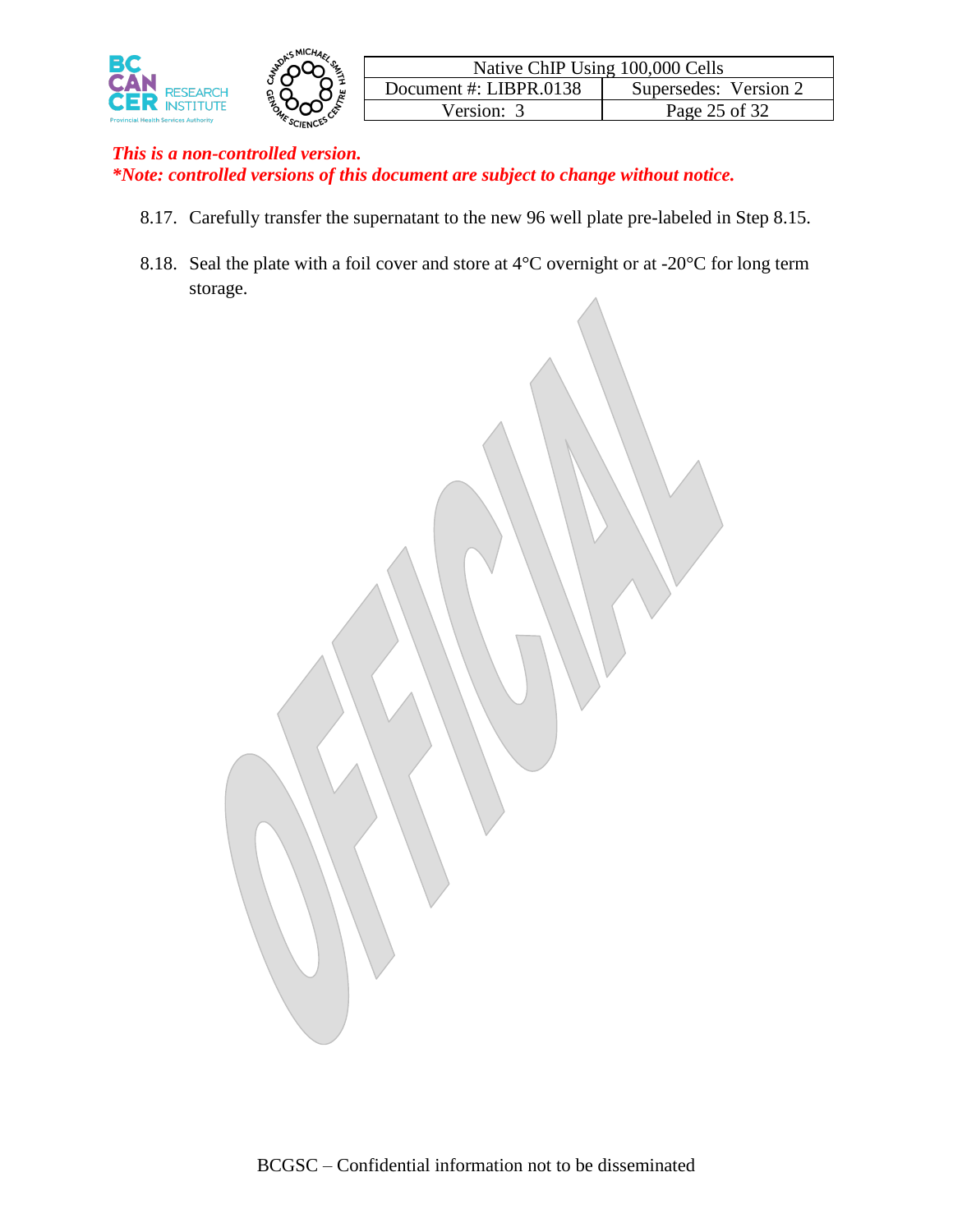*This is a non-controlled version.*
***Note: controlled versions of this document are subject to change without notice.***

8.17. Carefully transfer the supernatant to the new 96 well plate pre-labeled in Step 8.15.

8.18. Seal the plate with a foil cover and store at 4°C overnight or at -20°C for long term storage.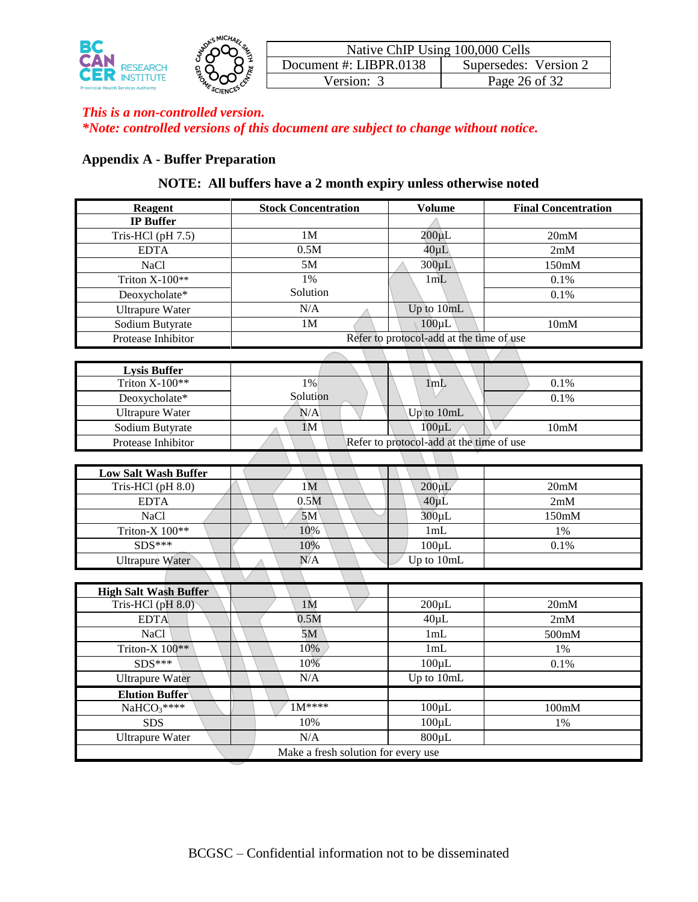*This is a non-controlled version.*
***Note: controlled versions of this document are subject to change without notice.***

## Appendix A - Buffer Preparation

**NOTE: All buffers have a 2 month expiry unless otherwise noted**

| Reagent | Stock Concentration | Volume | Final Concentration |
|---|---|---|---|
| **IP Buffer** | | | |
| Tris-HCl (pH 7.5) | 1M | 200µL | 20mM |
| EDTA | 0.5M | 40µL | 2mM |
| NaCl | 5M | 300µL | 150mM |
| Triton X-100** | 1% Solution | 1mL | 0.1% |
| Deoxycholate* | | | 0.1% |
| Ultrapure Water | N/A | Up to 10mL | |
| Sodium Butyrate | 1M | 100µL | 10mM |
| Protease Inhibitor | Refer to protocol-add at the time of use | | |

| Reagent | Stock Concentration | Volume | Final Concentration |
|---|---|---|---|
| **Lysis Buffer** | | | |
| Triton X-100** | 1% Solution | 1mL | 0.1% |
| Deoxycholate* | | | 0.1% |
| Ultrapure Water | N/A | Up to 10mL | |
| Sodium Butyrate | 1M | 100µL | 10mM |
| Protease Inhibitor | Refer to protocol-add at the time of use | | |

| Reagent | Stock Concentration | Volume | Final Concentration |
|---|---|---|---|
| **Low Salt Wash Buffer** | | | |
| Tris-HCl (pH 8.0) | 1M | 200µL | 20mM |
| EDTA | 0.5M | 40µL | 2mM |
| NaCl | 5M | 300µL | 150mM |
| Triton-X 100** | 10% | 1mL | 1% |
| SDS*** | 10% | 100µL | 0.1% |
| Ultrapure Water | N/A | Up to 10mL | |

| Reagent | Stock Concentration | Volume | Final Concentration |
|---|---|---|---|
| **High Salt Wash Buffer** | | | |
| Tris-HCl (pH 8.0) | 1M | 200µL | 20mM |
| EDTA | 0.5M | 40µL | 2mM |
| NaCl | 5M | 1mL | 500mM |
| Triton-X 100** | 10% | 1mL | 1% |
| SDS*** | 10% | 100µL | 0.1% |
| Ultrapure Water | N/A | Up to 10mL | |
| **Elution Buffer** | | | |
| $NaHCO_3$**** | 1M**** | 100µL | 100mM |
| SDS | 10% | 100µL | 1% |
| Ultrapure Water | N/A | 800µL | |
| Make a fresh solution for every use | | | |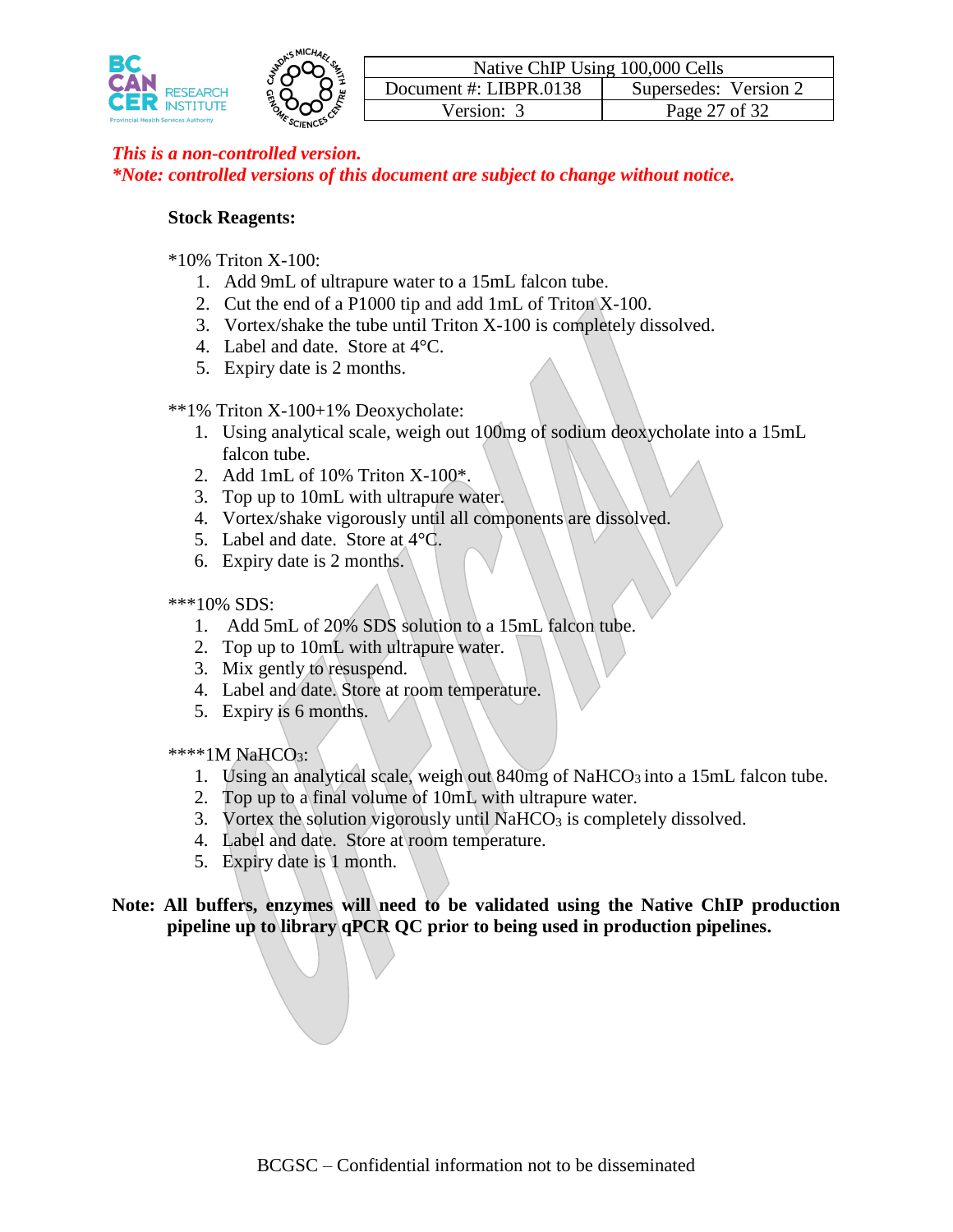*This is a non-controlled version.*
***Note: controlled versions of this document are subject to change without notice.***

**Stock Reagents:**

*10% Triton X-100:

1. Add 9mL of ultrapure water to a 15mL falcon tube.
2. Cut the end of a P1000 tip and add 1mL of Triton X-100.
3. Vortex/shake the tube until Triton X-100 is completely dissolved.
4. Label and date. Store at 4°C.
5. Expiry date is 2 months.

**1% Triton X-100+1% Deoxycholate:

1. Using analytical scale, weigh out 100mg of sodium deoxycholate into a 15mL falcon tube.
2. Add 1mL of 10% Triton X-100*.
3. Top up to 10mL with ultrapure water.
4. Vortex/shake vigorously until all components are dissolved.
5. Label and date. Store at 4°C.
6. Expiry date is 2 months.

***10% SDS:

1. Add 5mL of 20% SDS solution to a 15mL falcon tube.
2. Top up to 10mL with ultrapure water.
3. Mix gently to resuspend.
4. Label and date. Store at room temperature.
5. Expiry is 6 months.

****1M $NaHCO_3$:

1. Using an analytical scale, weigh out 840mg of $NaHCO_3$ into a 15mL falcon tube.
2. Top up to a final volume of 10mL with ultrapure water.
3. Vortex the solution vigorously until $NaHCO_3$ is completely dissolved.
4. Label and date. Store at room temperature.
5. Expiry date is 1 month.

**Note: All buffers, enzymes will need to be validated using the Native ChIP production pipeline up to library qPCR QC prior to being used in production pipelines.**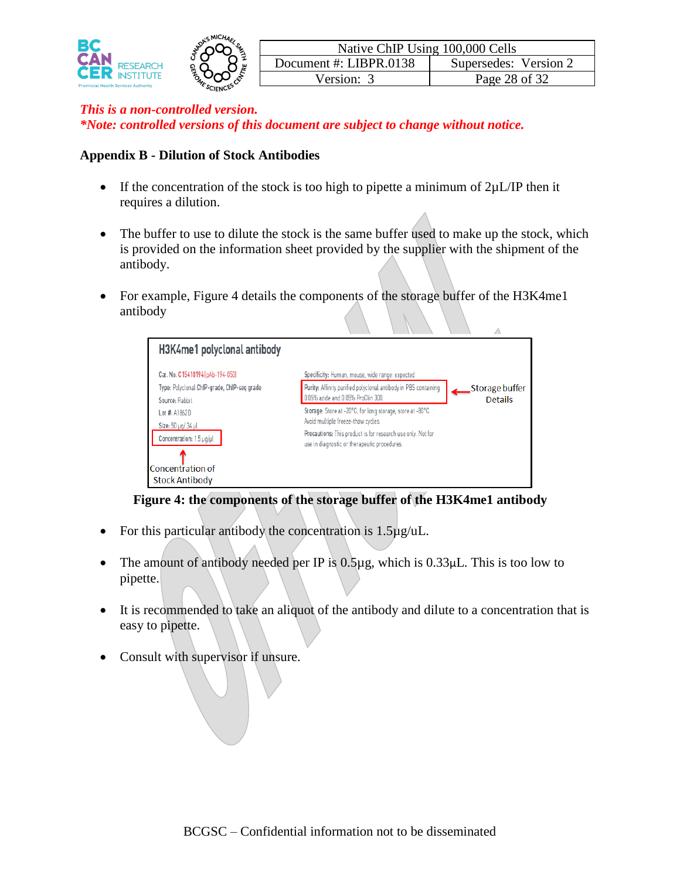*This is a non-controlled version.*
***Note: controlled versions of this document are subject to change without notice.***

## Appendix B - Dilution of Stock Antibodies

- If the concentration of the stock is too high to pipette a minimum of 2µL/IP then it requires a dilution.
- The buffer to use to dilute the stock is the same buffer used to make up the stock, which is provided on the information sheet provided by the supplier with the shipment of the antibody.
- For example, Figure 4 details the components of the storage buffer of the H3K4me1 antibody

**H3K4me1 polyclonal antibody**

Cat. No. C15410194 (pAb-194-050)
Type: Polyclonal ChIP-grade, ChIP-seq grade
Source: Rabbit
Lot #: A1862D
Size: 50 µg/ 34 µl
Concentration: 1.5 µg/µl

Specificity: Human, mouse, wide range: expected
Purity: Affinity purified polyclonal antibody in PBS containing 0.05% azide and 0.05% ProClin 300.
Storage: Store at -20°C; for long storage, store at -80°C. Avoid multiple freeze-thaw cycles.
Precautions: This product is for research use only. Not for use in diagnostic or therapeutic procedures.

Storage buffer Details

Concentration of Stock Antibody

**Figure 4: the components of the storage buffer of the H3K4me1 antibody**

- For this particular antibody the concentration is 1.5µg/uL.
- The amount of antibody needed per IP is 0.5µg, which is 0.33µL. This is too low to pipette.
- It is recommended to take an aliquot of the antibody and dilute to a concentration that is easy to pipette.
- Consult with supervisor if unsure.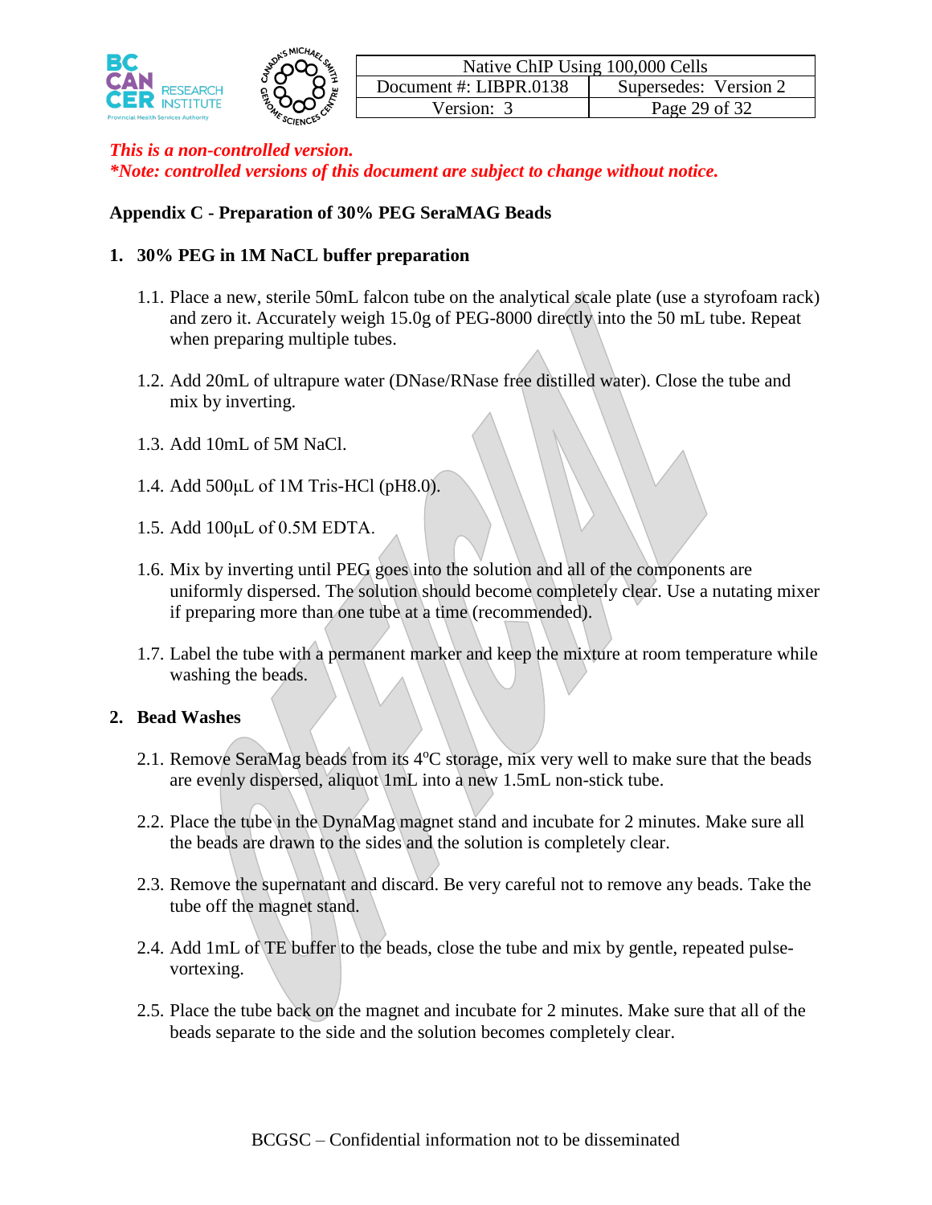*This is a non-controlled version.*
*\*Note: controlled versions of this document are subject to change without notice.*

**Appendix C - Preparation of 30% PEG SeraMAG Beads**

## 1. 30% PEG in 1M NaCL buffer preparation

1.1. Place a new, sterile 50mL falcon tube on the analytical scale plate (use a styrofoam rack) and zero it. Accurately weigh 15.0g of PEG-8000 directly into the 50 mL tube. Repeat when preparing multiple tubes.

1.2. Add 20mL of ultrapure water (DNase/RNase free distilled water). Close the tube and mix by inverting.

1.3. Add 10mL of 5M NaCl.

1.4. Add 500µL of 1M Tris-HCl (pH8.0).

1.5. Add 100µL of 0.5M EDTA.

1.6. Mix by inverting until PEG goes into the solution and all of the components are uniformly dispersed. The solution should become completely clear. Use a nutating mixer if preparing more than one tube at a time (recommended).

1.7. Label the tube with a permanent marker and keep the mixture at room temperature while washing the beads.

## 2. Bead Washes

2.1. Remove SeraMag beads from its 4$^{o}$C storage, mix very well to make sure that the beads are evenly dispersed, aliquot 1mL into a new 1.5mL non-stick tube.

2.2. Place the tube in the DynaMag magnet stand and incubate for 2 minutes. Make sure all the beads are drawn to the sides and the solution is completely clear.

2.3. Remove the supernatant and discard. Be very careful not to remove any beads. Take the tube off the magnet stand.

2.4. Add 1mL of TE buffer to the beads, close the tube and mix by gentle, repeated pulse-vortexing.

2.5. Place the tube back on the magnet and incubate for 2 minutes. Make sure that all of the beads separate to the side and the solution becomes completely clear.

BCGSC – Confidential information not to be disseminated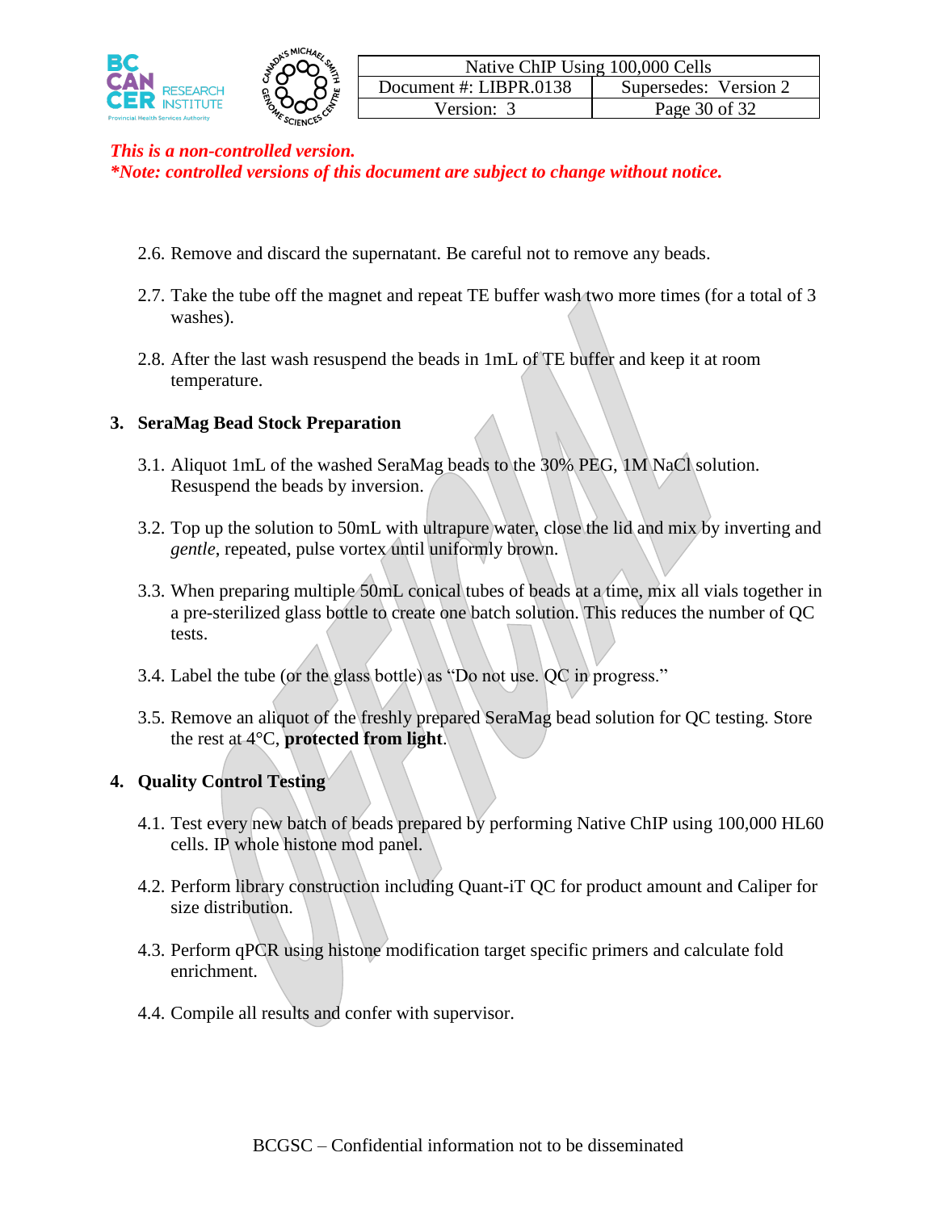*This is a non-controlled version.*
***Note: controlled versions of this document are subject to change without notice.***

2.6. Remove and discard the supernatant. Be careful not to remove any beads.

2.7. Take the tube off the magnet and repeat TE buffer wash two more times (for a total of 3 washes).

2.8. After the last wash resuspend the beads in 1mL of TE buffer and keep it at room temperature.

## 3. SeraMag Bead Stock Preparation

3.1. Aliquot 1mL of the washed SeraMag beads to the 30% PEG, 1M NaCl solution. Resuspend the beads by inversion.

3.2. Top up the solution to 50mL with ultrapure water, close the lid and mix by inverting and *gentle*, repeated, pulse vortex until uniformly brown.

3.3. When preparing multiple 50mL conical tubes of beads at a time, mix all vials together in a pre-sterilized glass bottle to create one batch solution. This reduces the number of QC tests.

3.4. Label the tube (or the glass bottle) as "Do not use. QC in progress."

3.5. Remove an aliquot of the freshly prepared SeraMag bead solution for QC testing. Store the rest at 4°C, **protected from light**.

## 4. Quality Control Testing

4.1. Test every new batch of beads prepared by performing Native ChIP using 100,000 HL60 cells. IP whole histone mod panel.

4.2. Perform library construction including Quant-iT QC for product amount and Caliper for size distribution.

4.3. Perform qPCR using histone modification target specific primers and calculate fold enrichment.

4.4. Compile all results and confer with supervisor.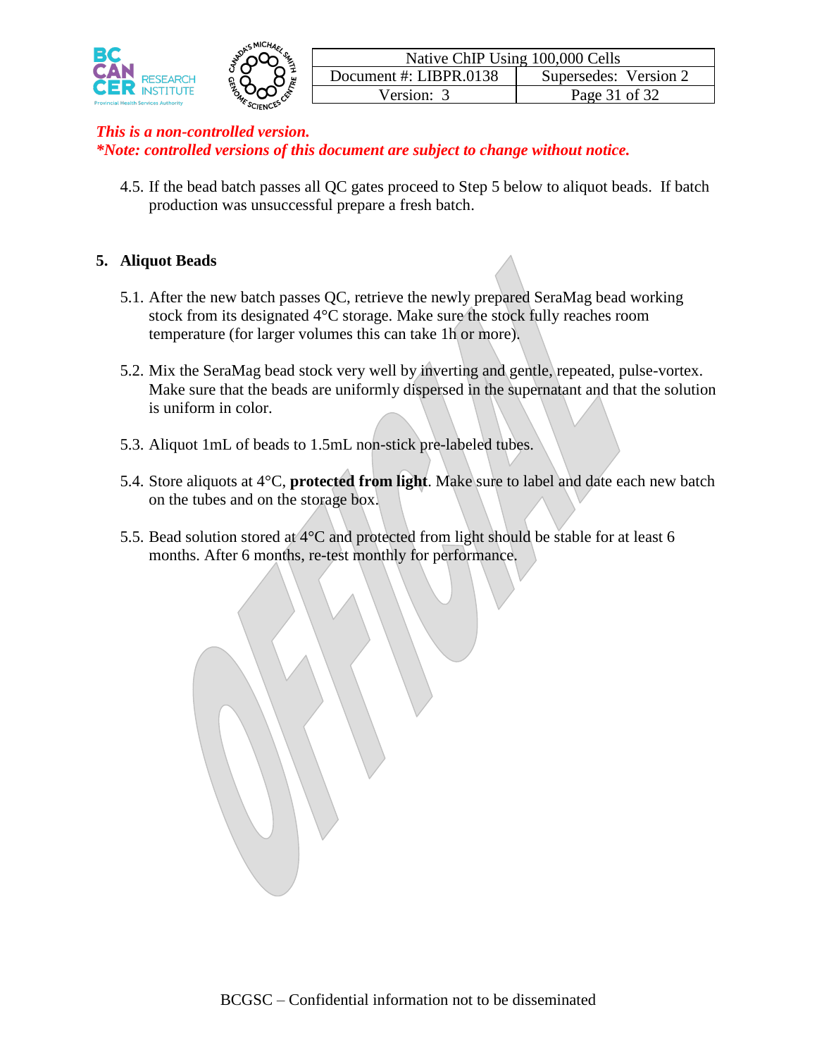*This is a non-controlled version.*
***Note: controlled versions of this document are subject to change without notice.***

4.5. If the bead batch passes all QC gates proceed to Step 5 below to aliquot beads. If batch production was unsuccessful prepare a fresh batch.

## 5. Aliquot Beads

5.1. After the new batch passes QC, retrieve the newly prepared SeraMag bead working stock from its designated 4°C storage. Make sure the stock fully reaches room temperature (for larger volumes this can take 1h or more).

5.2. Mix the SeraMag bead stock very well by inverting and gentle, repeated, pulse-vortex. Make sure that the beads are uniformly dispersed in the supernatant and that the solution is uniform in color.

5.3. Aliquot 1mL of beads to 1.5mL non-stick pre-labeled tubes.

5.4. Store aliquots at 4°C, **protected from light**. Make sure to label and date each new batch on the tubes and on the storage box.

5.5. Bead solution stored at 4°C and protected from light should be stable for at least 6 months. After 6 months, re-test monthly for performance.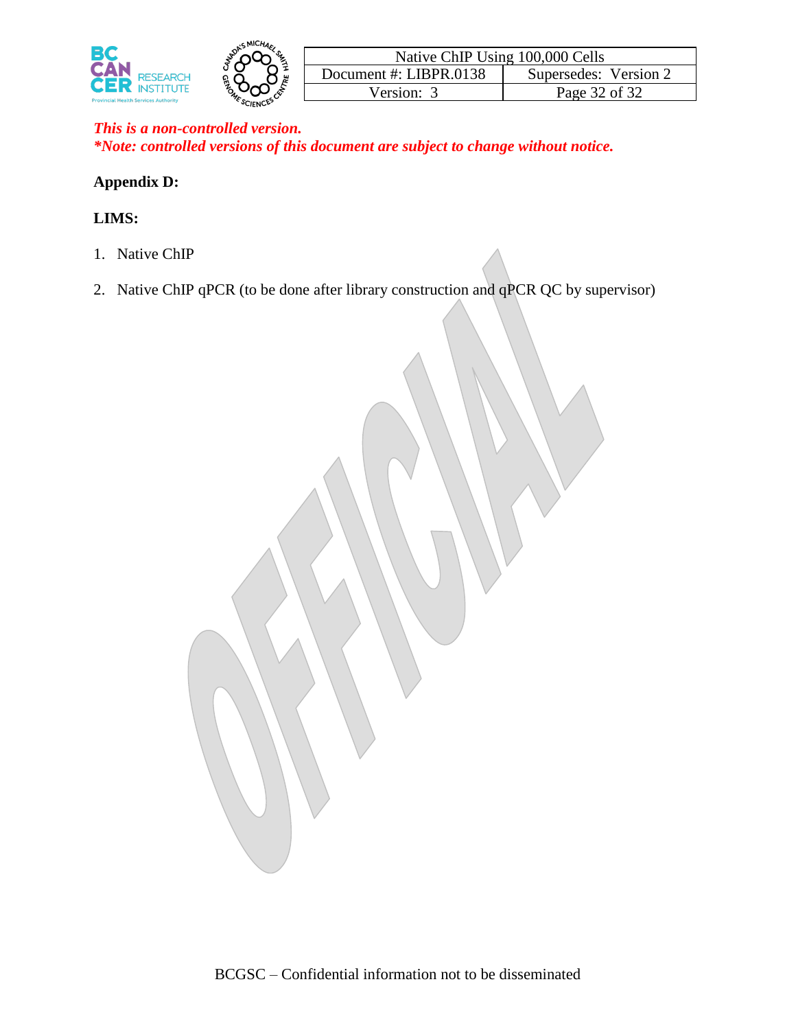*This is a non-controlled version.*
***Note: controlled versions of this document are subject to change without notice.***

**Appendix D:**

**LIMS:**

1. Native ChIP
2. Native ChIP qPCR (to be done after library construction and qPCR QC by supervisor)